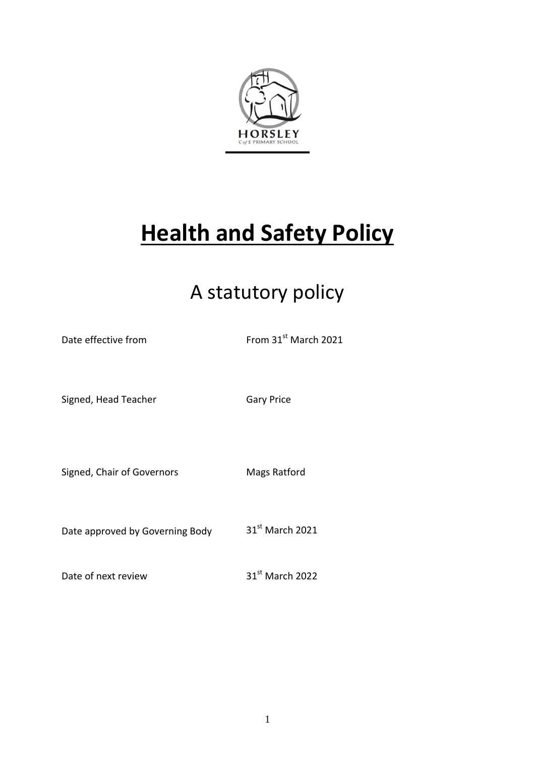HORSLEY
C of E PRIMARY SCHOOL

# Health and Safety Policy

## A statutory policy

Date effective from: From 31st March 2021

Signed, Head Teacher: Gary Price

Signed, Chair of Governors: Mags Ratford

Date approved by Governing Body: 31st March 2021

Date of next review: 31st March 2022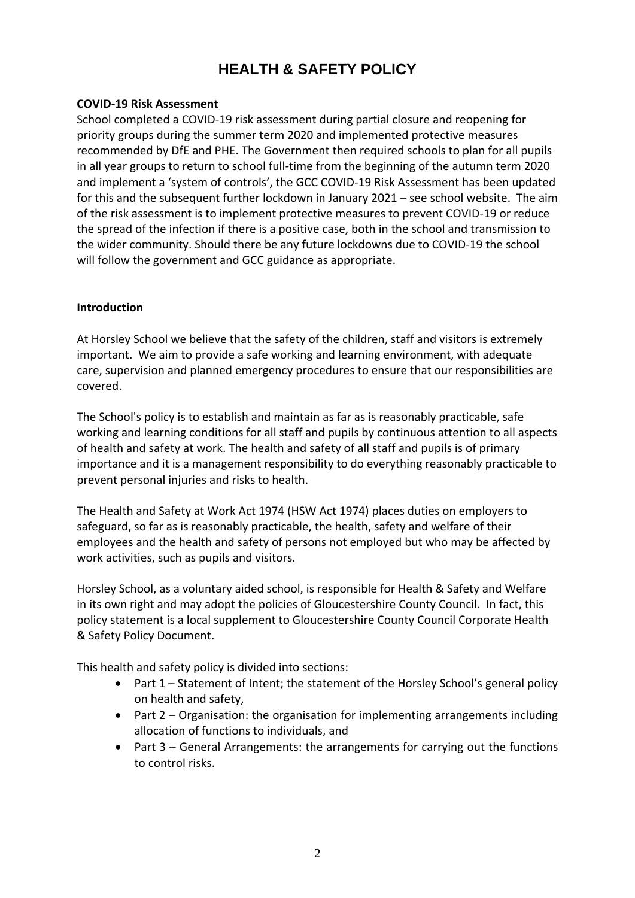# HEALTH & SAFETY POLICY

**COVID-19 Risk Assessment**

School completed a COVID-19 risk assessment during partial closure and reopening for priority groups during the summer term 2020 and implemented protective measures recommended by DfE and PHE. The Government then required schools to plan for all pupils in all year groups to return to school full-time from the beginning of the autumn term 2020 and implement a 'system of controls', the GCC COVID-19 Risk Assessment has been updated for this and the subsequent further lockdown in January 2021 – see school website. The aim of the risk assessment is to implement protective measures to prevent COVID-19 or reduce the spread of the infection if there is a positive case, both in the school and transmission to the wider community. Should there be any future lockdowns due to COVID-19 the school will follow the government and GCC guidance as appropriate.

**Introduction**

At Horsley School we believe that the safety of the children, staff and visitors is extremely important. We aim to provide a safe working and learning environment, with adequate care, supervision and planned emergency procedures to ensure that our responsibilities are covered.

The School's policy is to establish and maintain as far as is reasonably practicable, safe working and learning conditions for all staff and pupils by continuous attention to all aspects of health and safety at work. The health and safety of all staff and pupils is of primary importance and it is a management responsibility to do everything reasonably practicable to prevent personal injuries and risks to health.

The Health and Safety at Work Act 1974 (HSW Act 1974) places duties on employers to safeguard, so far as is reasonably practicable, the health, safety and welfare of their employees and the health and safety of persons not employed but who may be affected by work activities, such as pupils and visitors.

Horsley School, as a voluntary aided school, is responsible for Health & Safety and Welfare in its own right and may adopt the policies of Gloucestershire County Council. In fact, this policy statement is a local supplement to Gloucestershire County Council Corporate Health & Safety Policy Document.

This health and safety policy is divided into sections:

- Part 1 – Statement of Intent; the statement of the Horsley School's general policy on health and safety,
- Part 2 – Organisation: the organisation for implementing arrangements including allocation of functions to individuals, and
- Part 3 – General Arrangements: the arrangements for carrying out the functions to control risks.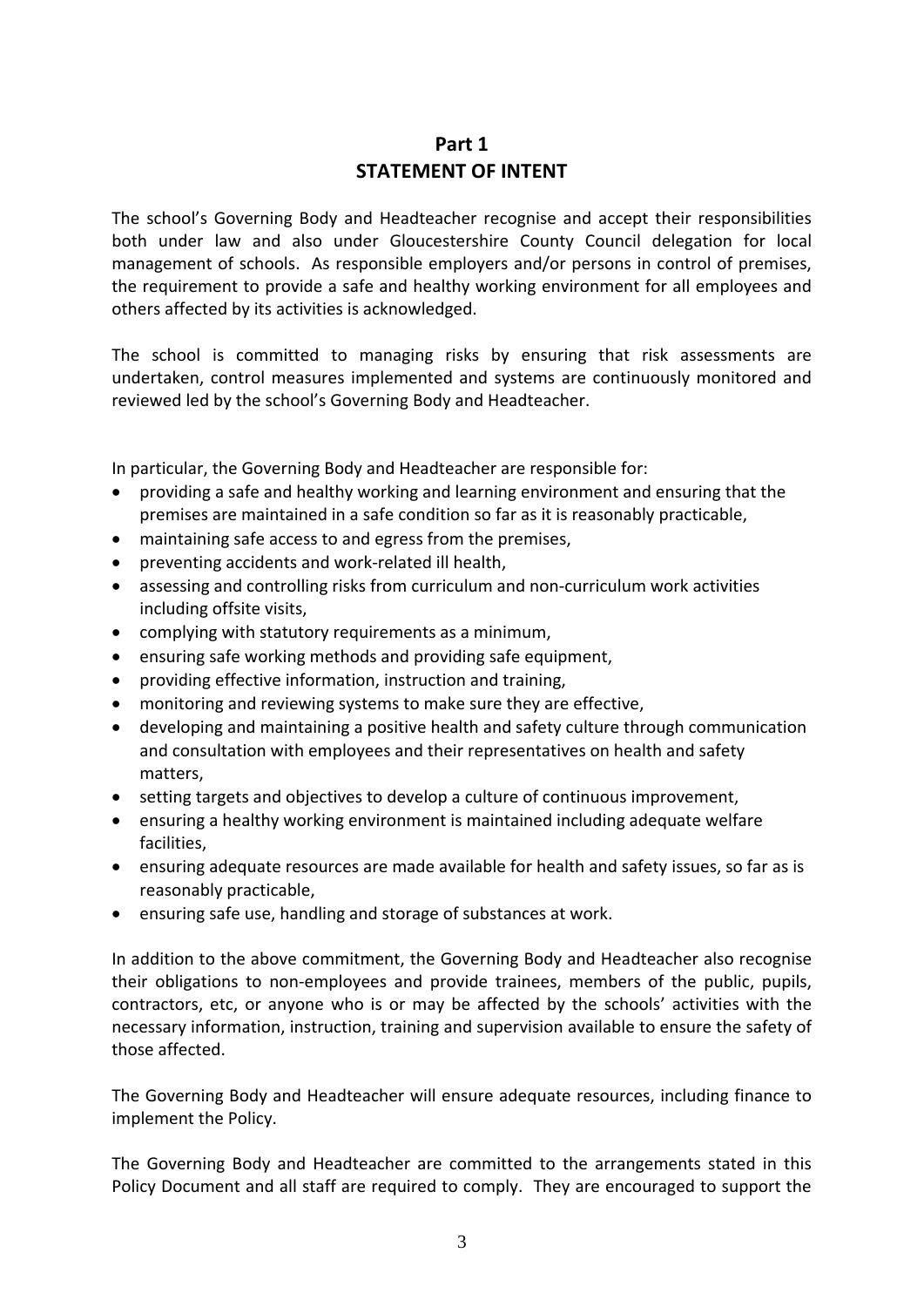# Part 1
# STATEMENT OF INTENT

The school's Governing Body and Headteacher recognise and accept their responsibilities both under law and also under Gloucestershire County Council delegation for local management of schools. As responsible employers and/or persons in control of premises, the requirement to provide a safe and healthy working environment for all employees and others affected by its activities is acknowledged.

The school is committed to managing risks by ensuring that risk assessments are undertaken, control measures implemented and systems are continuously monitored and reviewed led by the school's Governing Body and Headteacher.

In particular, the Governing Body and Headteacher are responsible for:

- providing a safe and healthy working and learning environment and ensuring that the premises are maintained in a safe condition so far as it is reasonably practicable,
- maintaining safe access to and egress from the premises,
- preventing accidents and work-related ill health,
- assessing and controlling risks from curriculum and non-curriculum work activities including offsite visits,
- complying with statutory requirements as a minimum,
- ensuring safe working methods and providing safe equipment,
- providing effective information, instruction and training,
- monitoring and reviewing systems to make sure they are effective,
- developing and maintaining a positive health and safety culture through communication and consultation with employees and their representatives on health and safety matters,
- setting targets and objectives to develop a culture of continuous improvement,
- ensuring a healthy working environment is maintained including adequate welfare facilities,
- ensuring adequate resources are made available for health and safety issues, so far as is reasonably practicable,
- ensuring safe use, handling and storage of substances at work.

In addition to the above commitment, the Governing Body and Headteacher also recognise their obligations to non-employees and provide trainees, members of the public, pupils, contractors, etc, or anyone who is or may be affected by the schools' activities with the necessary information, instruction, training and supervision available to ensure the safety of those affected.

The Governing Body and Headteacher will ensure adequate resources, including finance to implement the Policy.

The Governing Body and Headteacher are committed to the arrangements stated in this Policy Document and all staff are required to comply. They are encouraged to support the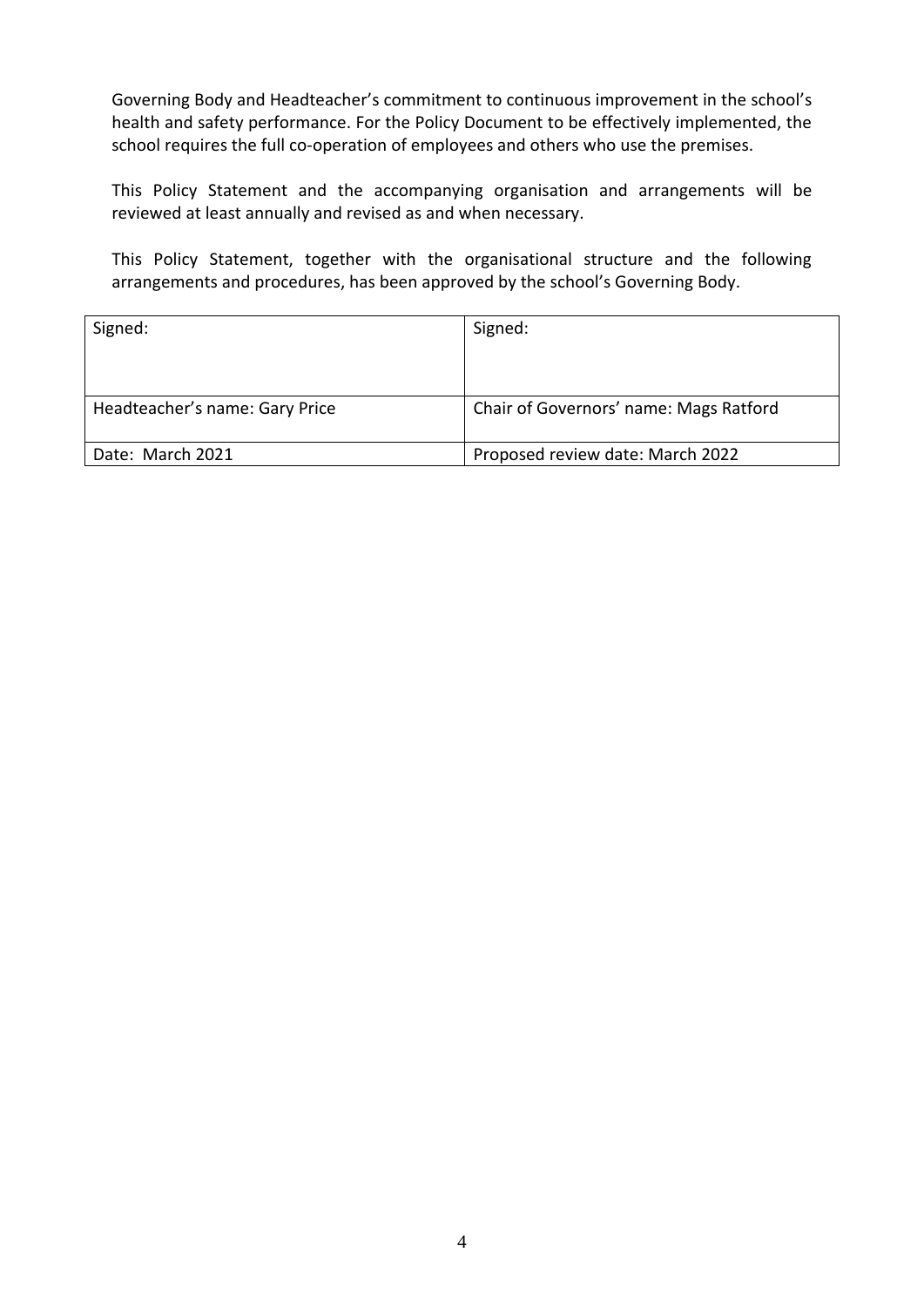Governing Body and Headteacher's commitment to continuous improvement in the school's health and safety performance. For the Policy Document to be effectively implemented, the school requires the full co-operation of employees and others who use the premises.

This Policy Statement and the accompanying organisation and arrangements will be reviewed at least annually and revised as and when necessary.

This Policy Statement, together with the organisational structure and the following arrangements and procedures, has been approved by the school's Governing Body.

| Signed: | Signed: |
| --- | --- |
| Headteacher's name: Gary Price | Chair of Governors' name: Mags Ratford |
| Date: March 2021 | Proposed review date: March 2022 |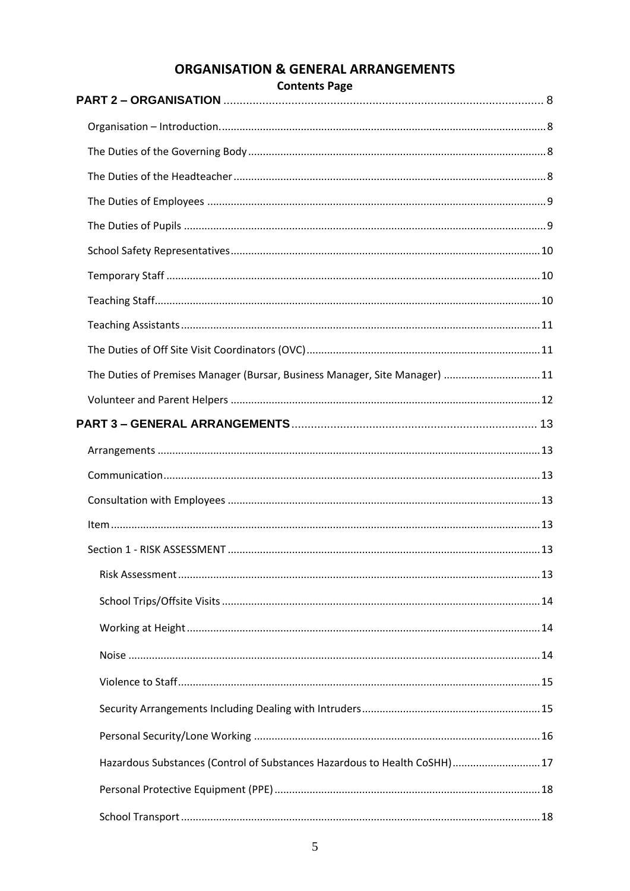# ORGANISATION & GENERAL ARRANGEMENTS

**Contents Page**

**PART 2 – ORGANISATION** ..... 8

- Organisation – Introduction. ..... 8
- The Duties of the Governing Body ..... 8
- The Duties of the Headteacher ..... 8
- The Duties of Employees ..... 9
- The Duties of Pupils ..... 9
- School Safety Representatives ..... 10
- Temporary Staff ..... 10
- Teaching Staff ..... 10
- Teaching Assistants ..... 11
- The Duties of Off Site Visit Coordinators (OVC) ..... 11
- The Duties of Premises Manager (Bursar, Business Manager, Site Manager) ..... 11
- Volunteer and Parent Helpers ..... 12

**PART 3 – GENERAL ARRANGEMENTS** ..... 13

- Arrangements ..... 13
- Communication ..... 13
- Consultation with Employees ..... 13
- Item ..... 13
- Section 1 - RISK ASSESSMENT ..... 13
  - Risk Assessment ..... 13
  - School Trips/Offsite Visits ..... 14
  - Working at Height ..... 14
  - Noise ..... 14
  - Violence to Staff ..... 15
  - Security Arrangements Including Dealing with Intruders ..... 15
  - Personal Security/Lone Working ..... 16
  - Hazardous Substances (Control of Substances Hazardous to Health CoSHH) ..... 17
  - Personal Protective Equipment (PPE) ..... 18
  - School Transport ..... 18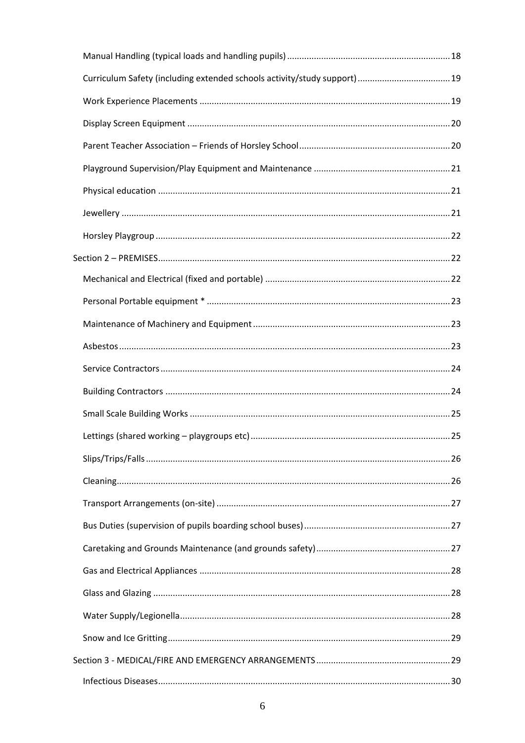Manual Handling (typical loads and handling pupils) ........................................................................ 18

Curriculum Safety (including extended schools activity/study support) ...................................... 19

Work Experience Placements ........................................................................................................ 19

Display Screen Equipment ............................................................................................................ 20

Parent Teacher Association – Friends of Horsley School .............................................................. 20

Playground Supervision/Play Equipment and Maintenance ......................................................... 21

Physical education ........................................................................................................................ 21

Jewellery ....................................................................................................................................... 21

Horsley Playgroup ......................................................................................................................... 22

Section 2 – PREMISES ........................................................................................................................ 22

Mechanical and Electrical (fixed and portable) ............................................................................ 22

Personal Portable equipment * .................................................................................................... 23

Maintenance of Machinery and Equipment ................................................................................. 23

Asbestos ....................................................................................................................................... 23

Service Contractors ....................................................................................................................... 24

Building Contractors ..................................................................................................................... 24

Small Scale Building Works ........................................................................................................... 25

Lettings (shared working – playgroups etc) ................................................................................. 25

Slips/Trips/Falls ............................................................................................................................. 26

Cleaning ......................................................................................................................................... 26

Transport Arrangements (on-site) ................................................................................................ 27

Bus Duties (supervision of pupils boarding school buses) ............................................................ 27

Caretaking and Grounds Maintenance (and grounds safety) ....................................................... 27

Gas and Electrical Appliances ....................................................................................................... 28

Glass and Glazing .......................................................................................................................... 28

Water Supply/Legionella ............................................................................................................... 28

Snow and Ice Gritting .................................................................................................................... 29

Section 3 - MEDICAL/FIRE AND EMERGENCY ARRANGEMENTS ....................................................... 29

Infectious Diseases ........................................................................................................................ 30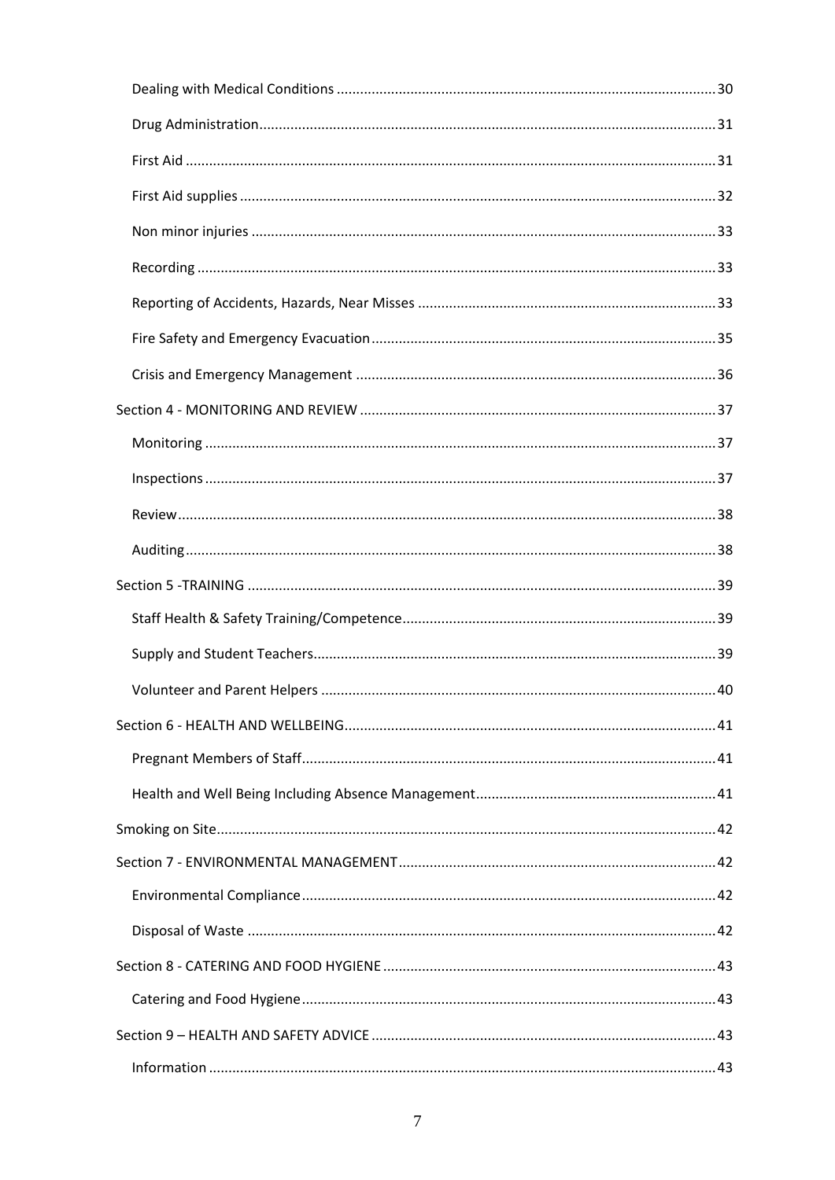Dealing with Medical Conditions ........ 30

Drug Administration ........ 31

First Aid ........ 31

First Aid supplies ........ 32

Non minor injuries ........ 33

Recording ........ 33

Reporting of Accidents, Hazards, Near Misses ........ 33

Fire Safety and Emergency Evacuation ........ 35

Crisis and Emergency Management ........ 36

Section 4 - MONITORING AND REVIEW ........ 37

Monitoring ........ 37

Inspections ........ 37

Review ........ 38

Auditing ........ 38

Section 5 -TRAINING ........ 39

Staff Health & Safety Training/Competence ........ 39

Supply and Student Teachers ........ 39

Volunteer and Parent Helpers ........ 40

Section 6 - HEALTH AND WELLBEING ........ 41

Pregnant Members of Staff ........ 41

Health and Well Being Including Absence Management ........ 41

Smoking on Site ........ 42

Section 7 - ENVIRONMENTAL MANAGEMENT ........ 42

Environmental Compliance ........ 42

Disposal of Waste ........ 42

Section 8 - CATERING AND FOOD HYGIENE ........ 43

Catering and Food Hygiene ........ 43

Section 9 – HEALTH AND SAFETY ADVICE ........ 43

Information ........ 43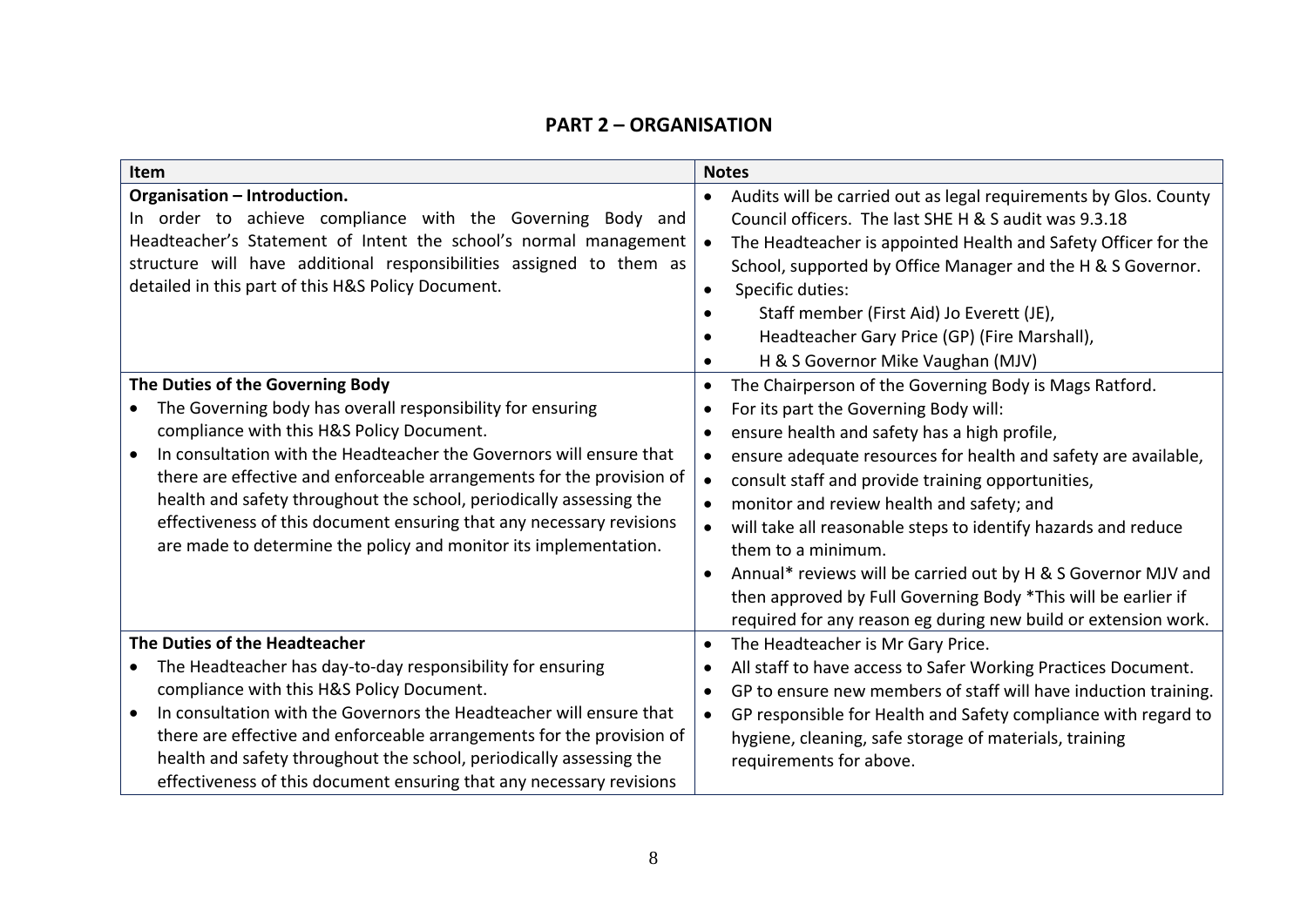## PART 2 – ORGANISATION

| Item | Notes |
|---|---|
| **Organisation – Introduction.**<br>In order to achieve compliance with the Governing Body and Headteacher's Statement of Intent the school's normal management structure will have additional responsibilities assigned to them as detailed in this part of this H&S Policy Document. | • Audits will be carried out as legal requirements by Glos. County Council officers. The last SHE H & S audit was 9.3.18<br>• The Headteacher is appointed Health and Safety Officer for the School, supported by Office Manager and the H & S Governor.<br>• Specific duties:<br>• Staff member (First Aid) Jo Everett (JE),<br>• Headteacher Gary Price (GP) (Fire Marshall),<br>• H & S Governor Mike Vaughan (MJV) |
| **The Duties of the Governing Body**<br>• The Governing body has overall responsibility for ensuring compliance with this H&S Policy Document.<br>• In consultation with the Headteacher the Governors will ensure that there are effective and enforceable arrangements for the provision of health and safety throughout the school, periodically assessing the effectiveness of this document ensuring that any necessary revisions are made to determine the policy and monitor its implementation. | • The Chairperson of the Governing Body is Mags Ratford.<br>• For its part the Governing Body will:<br>• ensure health and safety has a high profile,<br>• ensure adequate resources for health and safety are available,<br>• consult staff and provide training opportunities,<br>• monitor and review health and safety; and<br>• will take all reasonable steps to identify hazards and reduce them to a minimum.<br>• Annual* reviews will be carried out by H & S Governor MJV and then approved by Full Governing Body *This will be earlier if required for any reason eg during new build or extension work. |
| **The Duties of the Headteacher**<br>• The Headteacher has day-to-day responsibility for ensuring compliance with this H&S Policy Document.<br>• In consultation with the Governors the Headteacher will ensure that there are effective and enforceable arrangements for the provision of health and safety throughout the school, periodically assessing the effectiveness of this document ensuring that any necessary revisions | • The Headteacher is Mr Gary Price.<br>• All staff to have access to Safer Working Practices Document.<br>• GP to ensure new members of staff will have induction training.<br>• GP responsible for Health and Safety compliance with regard to hygiene, cleaning, safe storage of materials, training requirements for above. |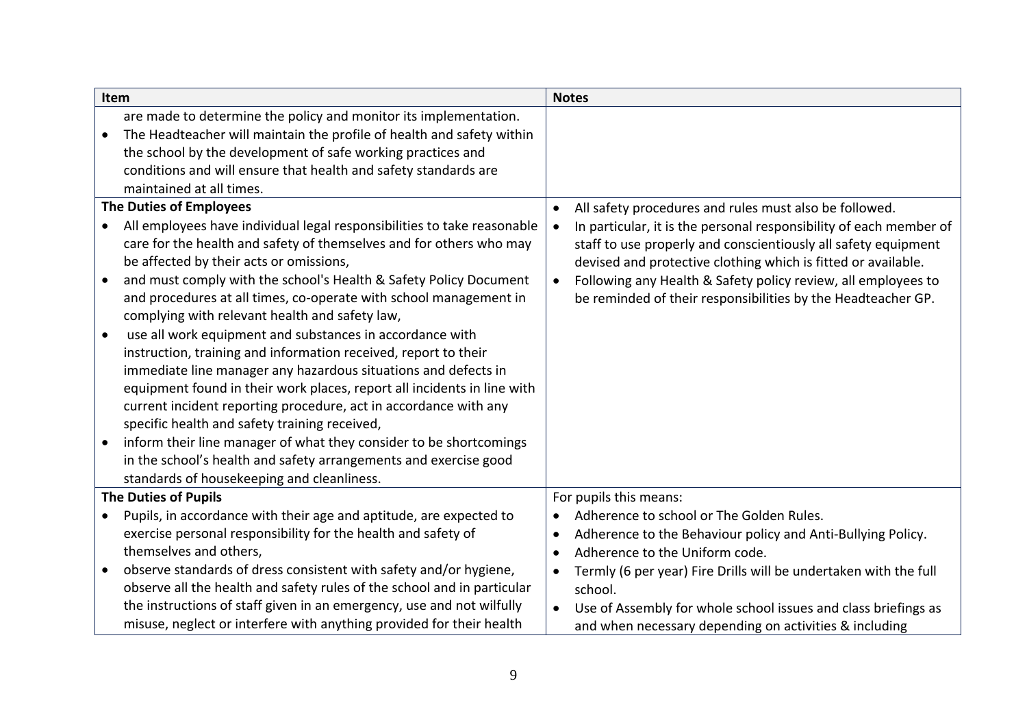| Item | Notes |
|---|---|
| are made to determine the policy and monitor its implementation.<br>• The Headteacher will maintain the profile of health and safety within the school by the development of safe working practices and conditions and will ensure that health and safety standards are maintained at all times. | |
| **The Duties of Employees**<br>• All employees have individual legal responsibilities to take reasonable care for the health and safety of themselves and for others who may be affected by their acts or omissions,<br>• and must comply with the school's Health & Safety Policy Document and procedures at all times, co-operate with school management in complying with relevant health and safety law,<br>• use all work equipment and substances in accordance with instruction, training and information received, report to their immediate line manager any hazardous situations and defects in equipment found in their work places, report all incidents in line with current incident reporting procedure, act in accordance with any specific health and safety training received,<br>• inform their line manager of what they consider to be shortcomings in the school's health and safety arrangements and exercise good standards of housekeeping and cleanliness. | • All safety procedures and rules must also be followed.<br>• In particular, it is the personal responsibility of each member of staff to use properly and conscientiously all safety equipment devised and protective clothing which is fitted or available.<br>• Following any Health & Safety policy review, all employees to be reminded of their responsibilities by the Headteacher GP. |
| **The Duties of Pupils**<br>• Pupils, in accordance with their age and aptitude, are expected to exercise personal responsibility for the health and safety of themselves and others,<br>• observe standards of dress consistent with safety and/or hygiene, observe all the health and safety rules of the school and in particular the instructions of staff given in an emergency, use and not wilfully misuse, neglect or interfere with anything provided for their health | For pupils this means:<br>• Adherence to school or The Golden Rules.<br>• Adherence to the Behaviour policy and Anti-Bullying Policy.<br>• Adherence to the Uniform code.<br>• Termly (6 per year) Fire Drills will be undertaken with the full school.<br>• Use of Assembly for whole school issues and class briefings as and when necessary depending on activities & including |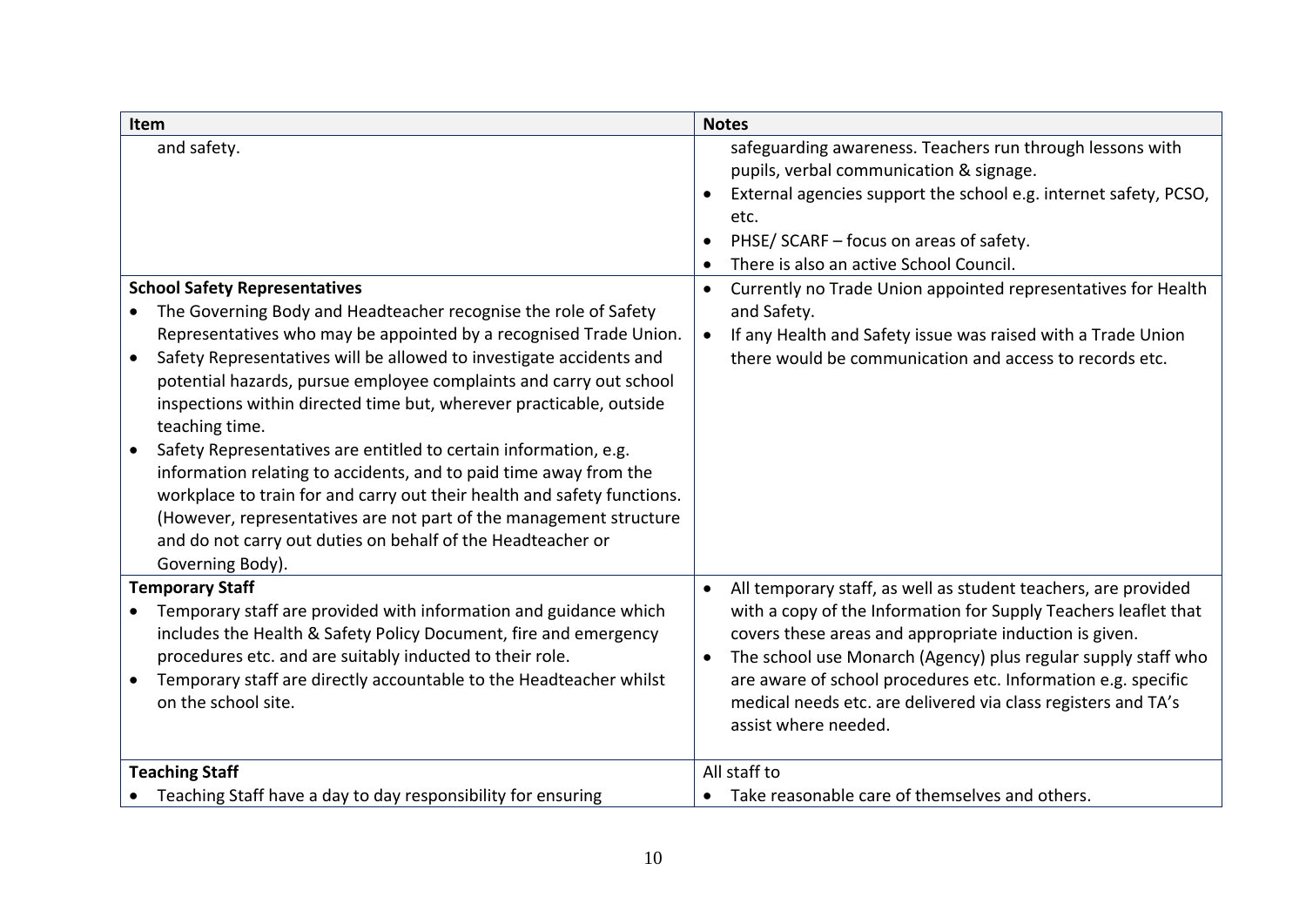| Item | Notes |
|---|---|
| and safety. | safeguarding awareness. Teachers run through lessons with pupils, verbal communication & signage.<br>• External agencies support the school e.g. internet safety, PCSO, etc.<br>• PHSE/ SCARF – focus on areas of safety.<br>• There is also an active School Council. |
| **School Safety Representatives**<br>• The Governing Body and Headteacher recognise the role of Safety Representatives who may be appointed by a recognised Trade Union.<br>• Safety Representatives will be allowed to investigate accidents and potential hazards, pursue employee complaints and carry out school inspections within directed time but, wherever practicable, outside teaching time.<br>• Safety Representatives are entitled to certain information, e.g. information relating to accidents, and to paid time away from the workplace to train for and carry out their health and safety functions. (However, representatives are not part of the management structure and do not carry out duties on behalf of the Headteacher or Governing Body). | • Currently no Trade Union appointed representatives for Health and Safety.<br>• If any Health and Safety issue was raised with a Trade Union there would be communication and access to records etc. |
| **Temporary Staff**<br>• Temporary staff are provided with information and guidance which includes the Health & Safety Policy Document, fire and emergency procedures etc. and are suitably inducted to their role.<br>• Temporary staff are directly accountable to the Headteacher whilst on the school site. | • All temporary staff, as well as student teachers, are provided with a copy of the Information for Supply Teachers leaflet that covers these areas and appropriate induction is given.<br>• The school use Monarch (Agency) plus regular supply staff who are aware of school procedures etc. Information e.g. specific medical needs etc. are delivered via class registers and TA's assist where needed. |
| **Teaching Staff**<br>• Teaching Staff have a day to day responsibility for ensuring | All staff to<br>• Take reasonable care of themselves and others. |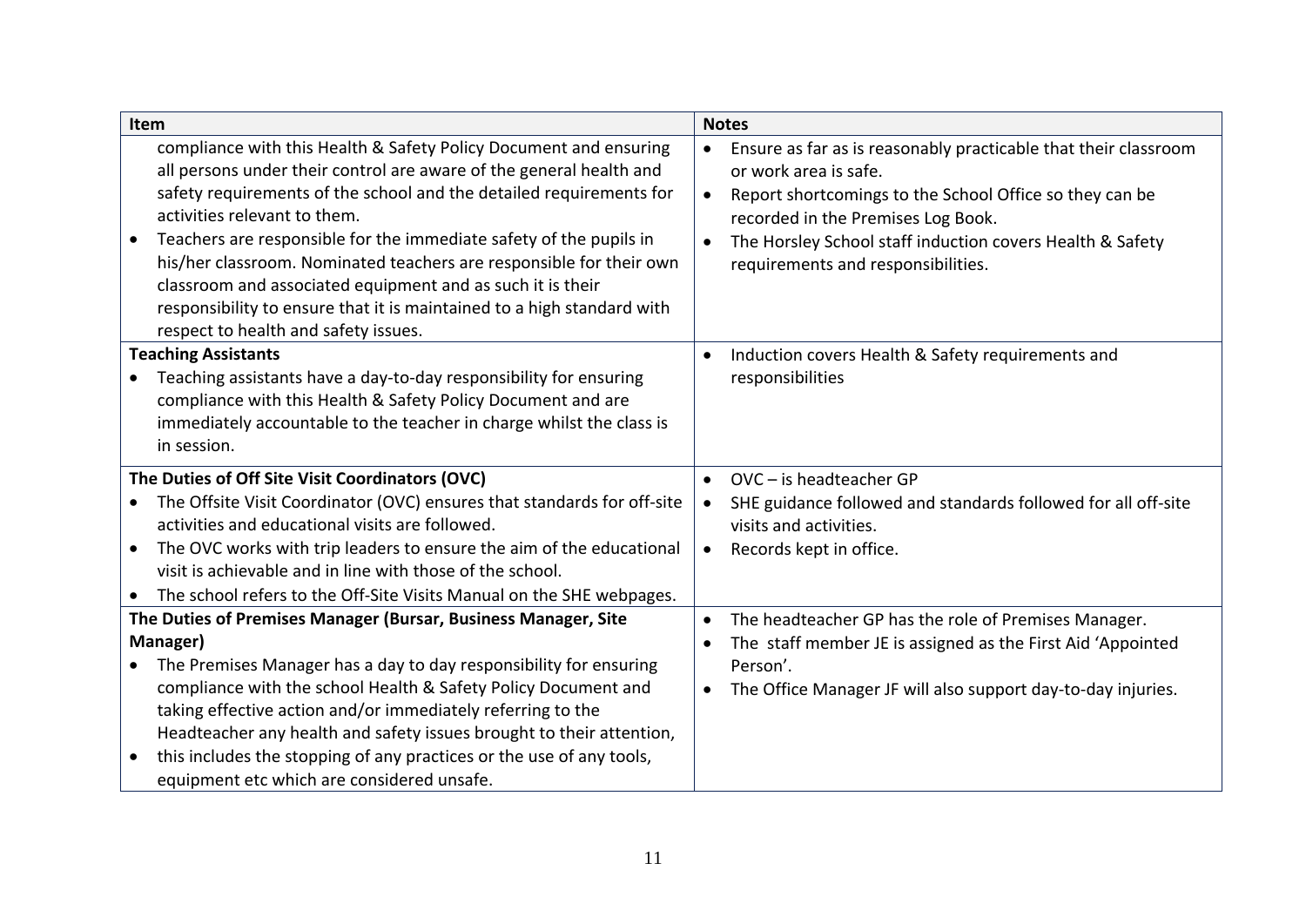| Item | Notes |
| --- | --- |
| compliance with this Health & Safety Policy Document and ensuring all persons under their control are aware of the general health and safety requirements of the school and the detailed requirements for activities relevant to them.<br>• Teachers are responsible for the immediate safety of the pupils in his/her classroom. Nominated teachers are responsible for their own classroom and associated equipment and as such it is their responsibility to ensure that it is maintained to a high standard with respect to health and safety issues. | • Ensure as far as is reasonably practicable that their classroom or work area is safe.<br>• Report shortcomings to the School Office so they can be recorded in the Premises Log Book.<br>• The Horsley School staff induction covers Health & Safety requirements and responsibilities. |
| **Teaching Assistants**<br>• Teaching assistants have a day-to-day responsibility for ensuring compliance with this Health & Safety Policy Document and are immediately accountable to the teacher in charge whilst the class is in session. | • Induction covers Health & Safety requirements and responsibilities |
| **The Duties of Off Site Visit Coordinators (OVC)**<br>• The Offsite Visit Coordinator (OVC) ensures that standards for off-site activities and educational visits are followed.<br>• The OVC works with trip leaders to ensure the aim of the educational visit is achievable and in line with those of the school.<br>• The school refers to the Off-Site Visits Manual on the SHE webpages. | • OVC – is headteacher GP<br>• SHE guidance followed and standards followed for all off-site visits and activities.<br>• Records kept in office. |
| **The Duties of Premises Manager (Bursar, Business Manager, Site Manager)**<br>• The Premises Manager has a day to day responsibility for ensuring compliance with the school Health & Safety Policy Document and taking effective action and/or immediately referring to the Headteacher any health and safety issues brought to their attention,<br>• this includes the stopping of any practices or the use of any tools, equipment etc which are considered unsafe. | • The headteacher GP has the role of Premises Manager.<br>• The staff member JE is assigned as the First Aid 'Appointed Person'.<br>• The Office Manager JF will also support day-to-day injuries. |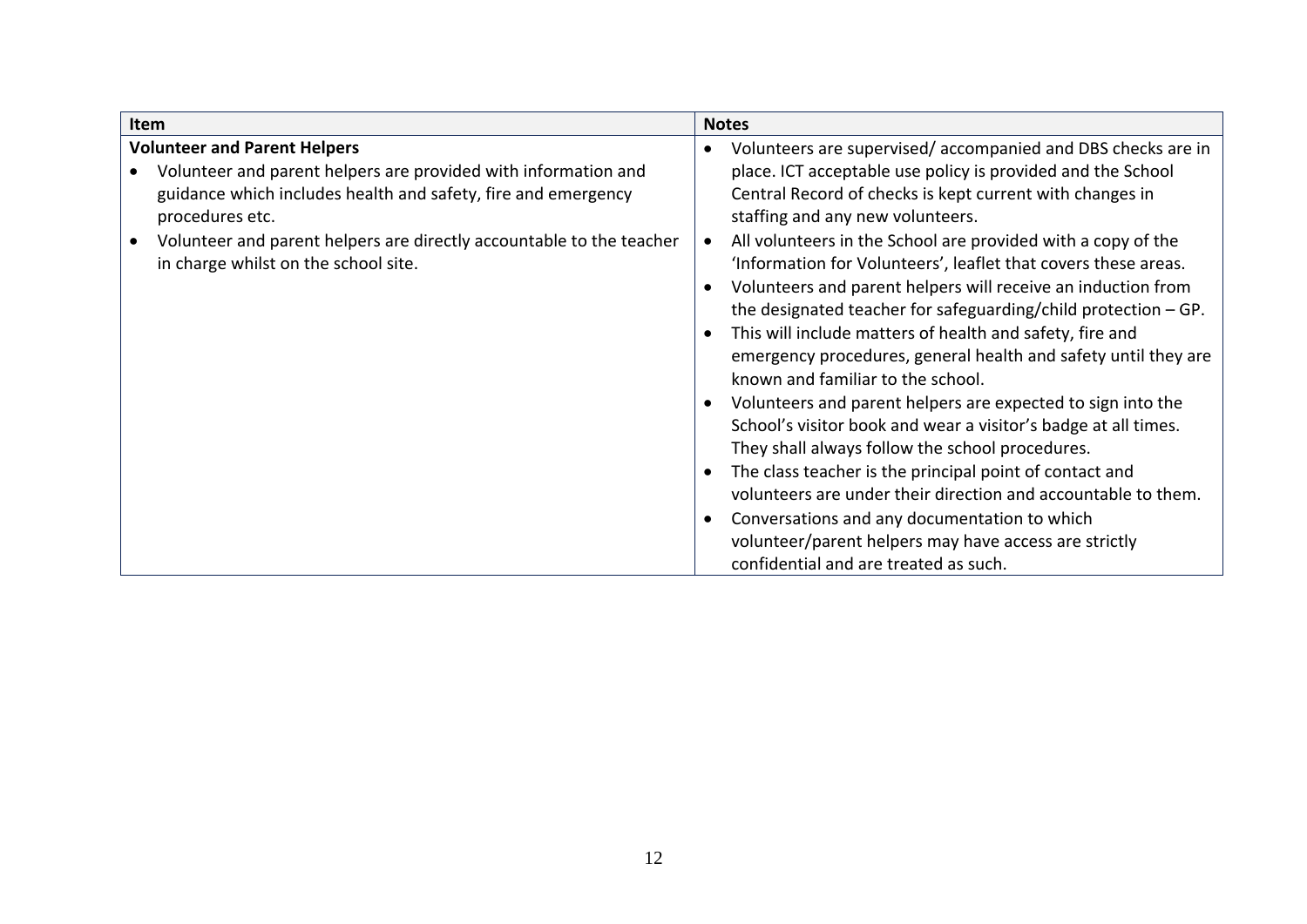| Item | Notes |
|---|---|
| **Volunteer and Parent Helpers**<br>• Volunteer and parent helpers are provided with information and guidance which includes health and safety, fire and emergency procedures etc.<br>• Volunteer and parent helpers are directly accountable to the teacher in charge whilst on the school site. | • Volunteers are supervised/ accompanied and DBS checks are in place. ICT acceptable use policy is provided and the School Central Record of checks is kept current with changes in staffing and any new volunteers.<br>• All volunteers in the School are provided with a copy of the 'Information for Volunteers', leaflet that covers these areas.<br>• Volunteers and parent helpers will receive an induction from the designated teacher for safeguarding/child protection – GP.<br>• This will include matters of health and safety, fire and emergency procedures, general health and safety until they are known and familiar to the school.<br>• Volunteers and parent helpers are expected to sign into the School's visitor book and wear a visitor's badge at all times. They shall always follow the school procedures.<br>• The class teacher is the principal point of contact and volunteers are under their direction and accountable to them.<br>• Conversations and any documentation to which volunteer/parent helpers may have access are strictly confidential and are treated as such. |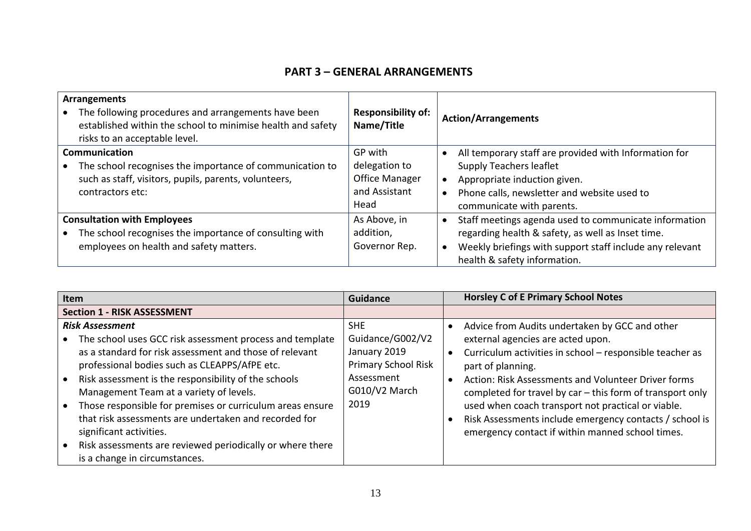## PART 3 – GENERAL ARRANGEMENTS

| **Arrangements**<br>• The following procedures and arrangements have been established within the school to minimise health and safety risks to an acceptable level. | **Responsibility of: Name/Title** | **Action/Arrangements** |
|---|---|---|
| **Communication**<br>• The school recognises the importance of communication to such as staff, visitors, pupils, parents, volunteers, contractors etc: | GP with delegation to Office Manager and Assistant Head | • All temporary staff are provided with Information for Supply Teachers leaflet<br>• Appropriate induction given.<br>• Phone calls, newsletter and website used to communicate with parents. |
| **Consultation with Employees**<br>• The school recognises the importance of consulting with employees on health and safety matters. | As Above, in addition, Governor Rep. | • Staff meetings agenda used to communicate information regarding health & safety, as well as Inset time.<br>• Weekly briefings with support staff include any relevant health & safety information. |

| **Item** | **Guidance** | **Horsley C of E Primary School Notes** |
|---|---|---|
| **Section 1 - RISK ASSESSMENT** | | |
| ***Risk Assessment***<br>• The school uses GCC risk assessment process and template as a standard for risk assessment and those of relevant professional bodies such as CLEAPPS/AfPE etc.<br>• Risk assessment is the responsibility of the schools Management Team at a variety of levels.<br>• Those responsible for premises or curriculum areas ensure that risk assessments are undertaken and recorded for significant activities.<br>• Risk assessments are reviewed periodically or where there is a change in circumstances. | SHE Guidance/G002/V2 January 2019 Primary School Risk Assessment G010/V2 March 2019 | • Advice from Audits undertaken by GCC and other external agencies are acted upon.<br>• Curriculum activities in school – responsible teacher as part of planning.<br>• Action: Risk Assessments and Volunteer Driver forms completed for travel by car – this form of transport only used when coach transport not practical or viable.<br>• Risk Assessments include emergency contacts / school is emergency contact if within manned school times. |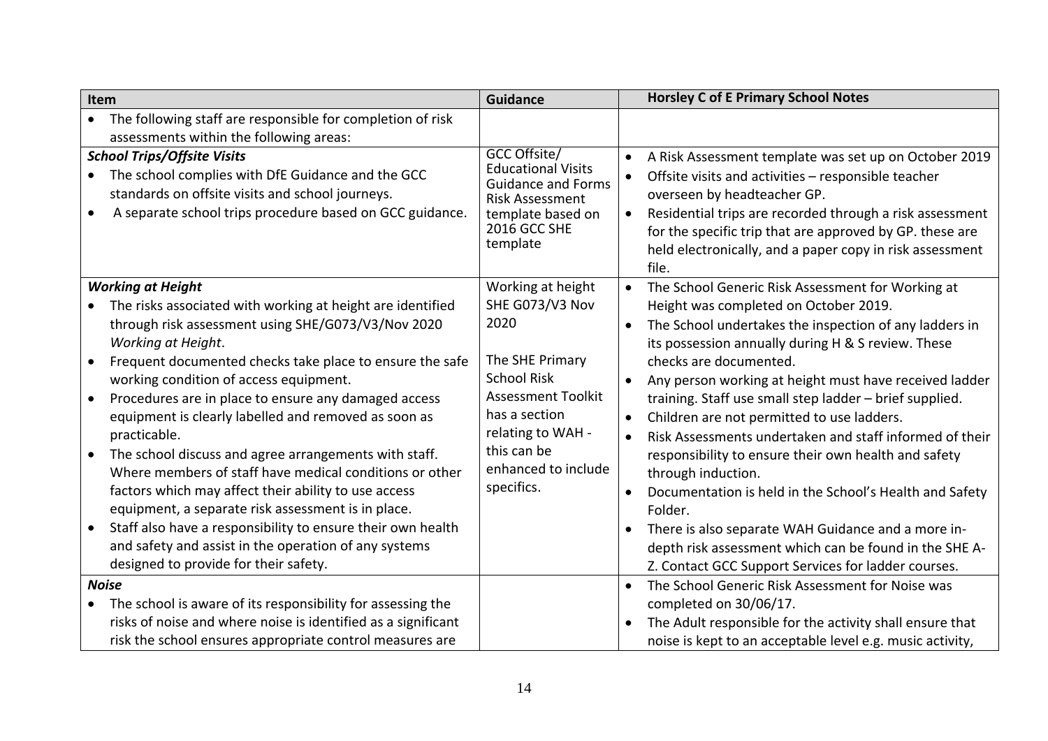| Item | Guidance | Horsley C of E Primary School Notes |
| --- | --- | --- |
| • The following staff are responsible for completion of risk assessments within the following areas: | | |
| ***School Trips/Offsite Visits***<br>• The school complies with DfE Guidance and the GCC standards on offsite visits and school journeys.<br>• A separate school trips procedure based on GCC guidance. | GCC Offsite/ Educational Visits Guidance and Forms Risk Assessment template based on 2016 GCC SHE template | • A Risk Assessment template was set up on October 2019<br>• Offsite visits and activities – responsible teacher overseen by headteacher GP.<br>• Residential trips are recorded through a risk assessment for the specific trip that are approved by GP. these are held electronically, and a paper copy in risk assessment file. |
| ***Working at Height***<br>• The risks associated with working at height are identified through risk assessment using SHE/G073/V3/Nov 2020 *Working at Height*.<br>• Frequent documented checks take place to ensure the safe working condition of access equipment.<br>• Procedures are in place to ensure any damaged access equipment is clearly labelled and removed as soon as practicable.<br>• The school discuss and agree arrangements with staff. Where members of staff have medical conditions or other factors which may affect their ability to use access equipment, a separate risk assessment is in place.<br>• Staff also have a responsibility to ensure their own health and safety and assist in the operation of any systems designed to provide for their safety. | Working at height SHE G073/V3 Nov 2020<br><br>The SHE Primary School Risk Assessment Toolkit has a section relating to WAH - this can be enhanced to include specifics. | • The School Generic Risk Assessment for Working at Height was completed on October 2019.<br>• The School undertakes the inspection of any ladders in its possession annually during H & S review. These checks are documented.<br>• Any person working at height must have received ladder training. Staff use small step ladder – brief supplied.<br>• Children are not permitted to use ladders.<br>• Risk Assessments undertaken and staff informed of their responsibility to ensure their own health and safety through induction.<br>• Documentation is held in the School's Health and Safety Folder.<br>• There is also separate WAH Guidance and a more in-depth risk assessment which can be found in the SHE A-Z. Contact GCC Support Services for ladder courses. |
| ***Noise***<br>• The school is aware of its responsibility for assessing the risks of noise and where noise is identified as a significant risk the school ensures appropriate control measures are | | • The School Generic Risk Assessment for Noise was completed on 30/06/17.<br>• The Adult responsible for the activity shall ensure that noise is kept to an acceptable level e.g. music activity, |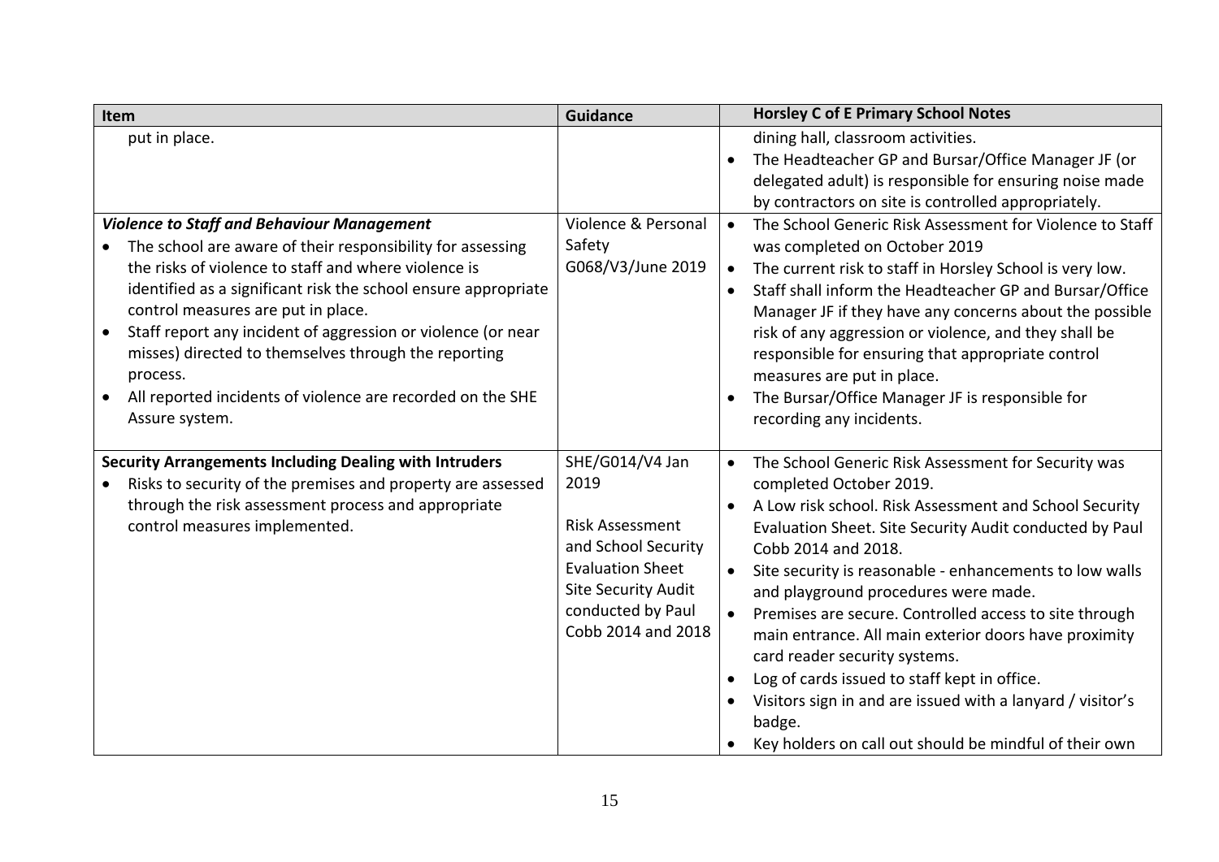| Item | Guidance | Horsley C of E Primary School Notes |
|---|---|---|
| put in place. | | dining hall, classroom activities.<br>• The Headteacher GP and Bursar/Office Manager JF (or delegated adult) is responsible for ensuring noise made by contractors on site is controlled appropriately. |
| ***Violence to Staff and Behaviour Management***<br>• The school are aware of their responsibility for assessing the risks of violence to staff and where violence is identified as a significant risk the school ensure appropriate control measures are put in place.<br>• Staff report any incident of aggression or violence (or near misses) directed to themselves through the reporting process.<br>• All reported incidents of violence are recorded on the SHE Assure system. | Violence & Personal Safety G068/V3/June 2019 | • The School Generic Risk Assessment for Violence to Staff was completed on October 2019<br>• The current risk to staff in Horsley School is very low.<br>• Staff shall inform the Headteacher GP and Bursar/Office Manager JF if they have any concerns about the possible risk of any aggression or violence, and they shall be responsible for ensuring that appropriate control measures are put in place.<br>• The Bursar/Office Manager JF is responsible for recording any incidents. |
| **Security Arrangements Including Dealing with Intruders**<br>• Risks to security of the premises and property are assessed through the risk assessment process and appropriate control measures implemented. | SHE/G014/V4 Jan 2019<br><br>Risk Assessment and School Security Evaluation Sheet Site Security Audit conducted by Paul Cobb 2014 and 2018 | • The School Generic Risk Assessment for Security was completed October 2019.<br>• A Low risk school. Risk Assessment and School Security Evaluation Sheet. Site Security Audit conducted by Paul Cobb 2014 and 2018.<br>• Site security is reasonable - enhancements to low walls and playground procedures were made.<br>• Premises are secure. Controlled access to site through main entrance. All main exterior doors have proximity card reader security systems.<br>• Log of cards issued to staff kept in office.<br>• Visitors sign in and are issued with a lanyard / visitor's badge.<br>• Key holders on call out should be mindful of their own |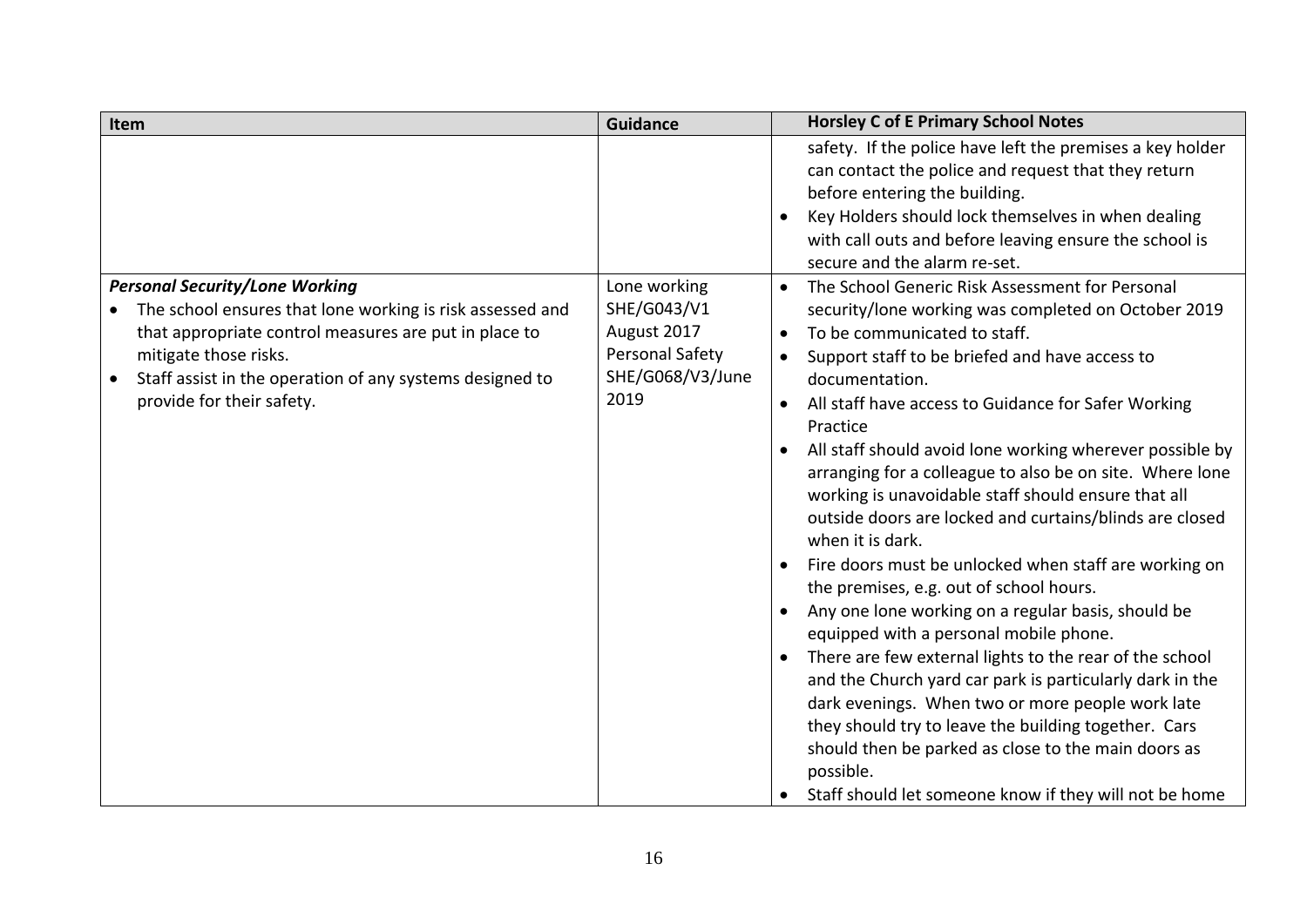| Item | Guidance | Horsley C of E Primary School Notes |
| --- | --- | --- |
| | | safety. If the police have left the premises a key holder can contact the police and request that they return before entering the building.<br>• Key Holders should lock themselves in when dealing with call outs and before leaving ensure the school is secure and the alarm re-set. |
| ***Personal Security/Lone Working***<br>• The school ensures that lone working is risk assessed and that appropriate control measures are put in place to mitigate those risks.<br>• Staff assist in the operation of any systems designed to provide for their safety. | Lone working SHE/G043/V1 August 2017<br>Personal Safety SHE/G068/V3/June 2019 | • The School Generic Risk Assessment for Personal security/lone working was completed on October 2019<br>• To be communicated to staff.<br>• Support staff to be briefed and have access to documentation.<br>• All staff have access to Guidance for Safer Working Practice<br>• All staff should avoid lone working wherever possible by arranging for a colleague to also be on site. Where lone working is unavoidable staff should ensure that all outside doors are locked and curtains/blinds are closed when it is dark.<br>• Fire doors must be unlocked when staff are working on the premises, e.g. out of school hours.<br>• Any one lone working on a regular basis, should be equipped with a personal mobile phone.<br>• There are few external lights to the rear of the school and the Church yard car park is particularly dark in the dark evenings. When two or more people work late they should try to leave the building together. Cars should then be parked as close to the main doors as possible.<br>• Staff should let someone know if they will not be home |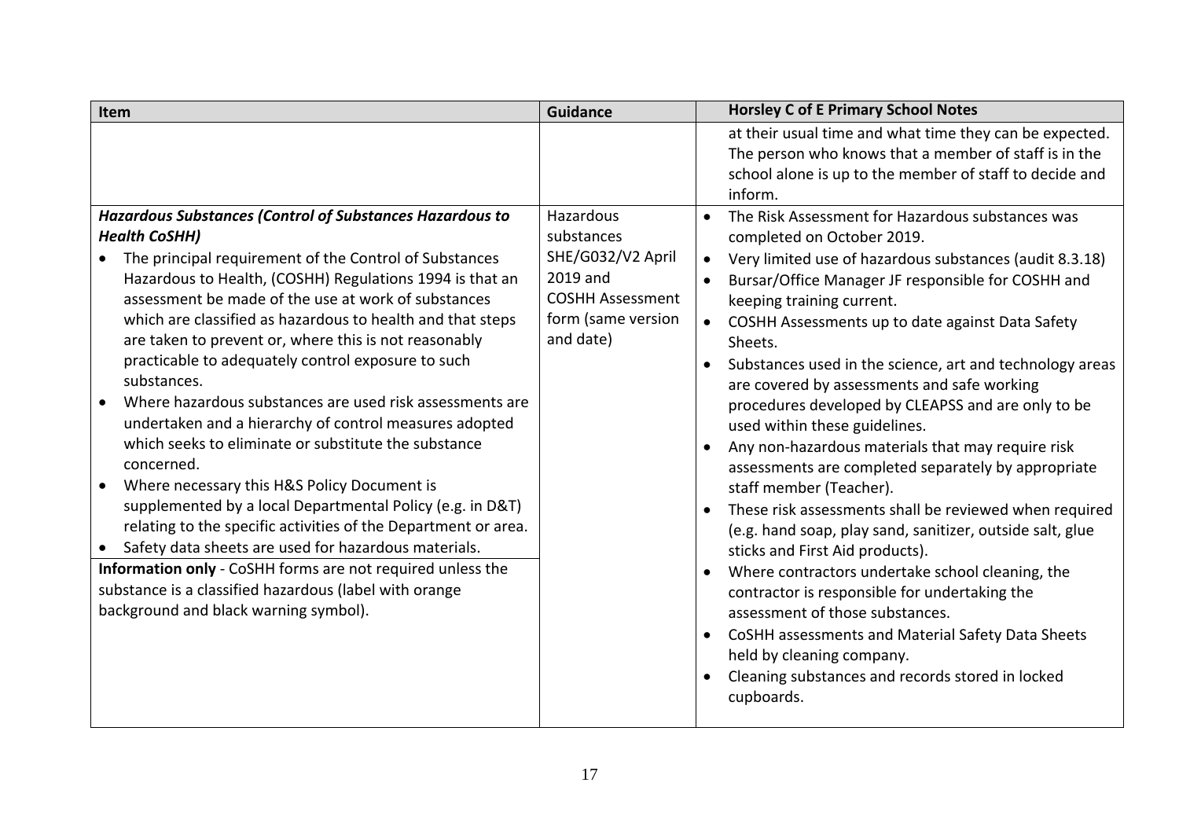| Item | Guidance | Horsley C of E Primary School Notes |
|---|---|---|
| | | at their usual time and what time they can be expected. The person who knows that a member of staff is in the school alone is up to the member of staff to decide and inform. |
| ***Hazardous Substances (Control of Substances Hazardous to Health CoSHH)*** <br>• The principal requirement of the Control of Substances Hazardous to Health, (COSHH) Regulations 1994 is that an assessment be made of the use at work of substances which are classified as hazardous to health and that steps are taken to prevent or, where this is not reasonably practicable to adequately control exposure to such substances. <br>• Where hazardous substances are used risk assessments are undertaken and a hierarchy of control measures adopted which seeks to eliminate or substitute the substance concerned. <br>• Where necessary this H&S Policy Document is supplemented by a local Departmental Policy (e.g. in D&T) relating to the specific activities of the Department or area. <br>• Safety data sheets are used for hazardous materials. <br>**Information only** - CoSHH forms are not required unless the substance is a classified hazardous (label with orange background and black warning symbol). | Hazardous substances SHE/G032/V2 April 2019 and COSHH Assessment form (same version and date) | • The Risk Assessment for Hazardous substances was completed on October 2019. <br>• Very limited use of hazardous substances (audit 8.3.18) <br>• Bursar/Office Manager JF responsible for COSHH and keeping training current. <br>• COSHH Assessments up to date against Data Safety Sheets. <br>• Substances used in the science, art and technology areas are covered by assessments and safe working procedures developed by CLEAPSS and are only to be used within these guidelines. <br>• Any non-hazardous materials that may require risk assessments are completed separately by appropriate staff member (Teacher). <br>• These risk assessments shall be reviewed when required (e.g. hand soap, play sand, sanitizer, outside salt, glue sticks and First Aid products). <br>• Where contractors undertake school cleaning, the contractor is responsible for undertaking the assessment of those substances. <br>• CoSHH assessments and Material Safety Data Sheets held by cleaning company. <br>• Cleaning substances and records stored in locked cupboards. |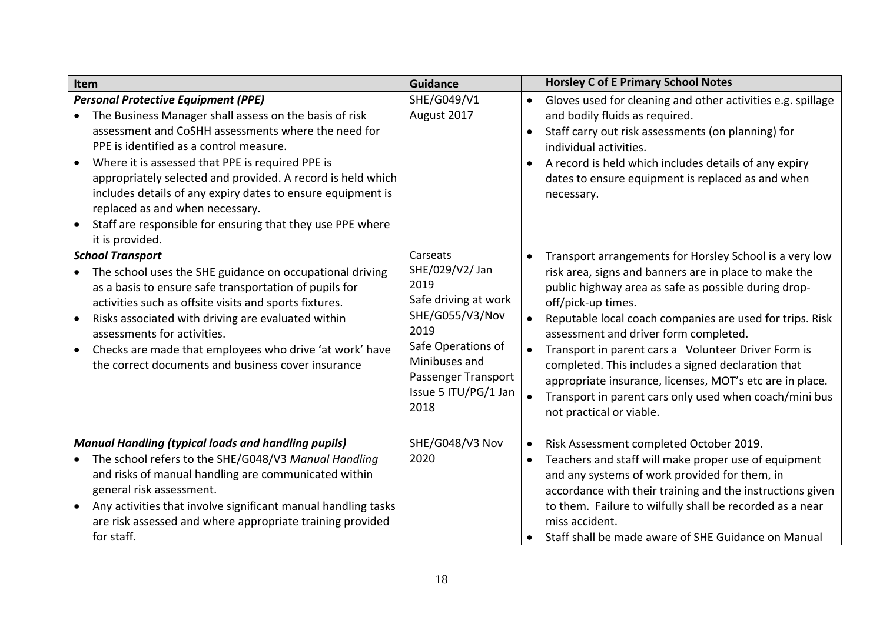| Item | Guidance | Horsley C of E Primary School Notes |
|---|---|---|
| ***Personal Protective Equipment (PPE)***<br>• The Business Manager shall assess on the basis of risk assessment and CoSHH assessments where the need for PPE is identified as a control measure.<br>• Where it is assessed that PPE is required PPE is appropriately selected and provided. A record is held which includes details of any expiry dates to ensure equipment is replaced as and when necessary.<br>• Staff are responsible for ensuring that they use PPE where it is provided. | SHE/G049/V1 August 2017 | • Gloves used for cleaning and other activities e.g. spillage and bodily fluids as required.<br>• Staff carry out risk assessments (on planning) for individual activities.<br>• A record is held which includes details of any expiry dates to ensure equipment is replaced as and when necessary. |
| ***School Transport***<br>• The school uses the SHE guidance on occupational driving as a basis to ensure safe transportation of pupils for activities such as offsite visits and sports fixtures.<br>• Risks associated with driving are evaluated within assessments for activities.<br>• Checks are made that employees who drive 'at work' have the correct documents and business cover insurance | Carseats SHE/029/V2/ Jan 2019<br>Safe driving at work SHE/G055/V3/Nov 2019<br>Safe Operations of Minibuses and Passenger Transport Issue 5 ITU/PG/1 Jan 2018 | • Transport arrangements for Horsley School is a very low risk area, signs and banners are in place to make the public highway area as safe as possible during drop-off/pick-up times.<br>• Reputable local coach companies are used for trips. Risk assessment and driver form completed.<br>• Transport in parent cars a Volunteer Driver Form is completed. This includes a signed declaration that appropriate insurance, licenses, MOT's etc are in place.<br>• Transport in parent cars only used when coach/mini bus not practical or viable. |
| ***Manual Handling (typical loads and handling pupils)***<br>• The school refers to the SHE/G048/V3 *Manual Handling* and risks of manual handling are communicated within general risk assessment.<br>• Any activities that involve significant manual handling tasks are risk assessed and where appropriate training provided for staff. | SHE/G048/V3 Nov 2020 | • Risk Assessment completed October 2019.<br>• Teachers and staff will make proper use of equipment and any systems of work provided for them, in accordance with their training and the instructions given to them. Failure to wilfully shall be recorded as a near miss accident.<br>• Staff shall be made aware of SHE Guidance on Manual |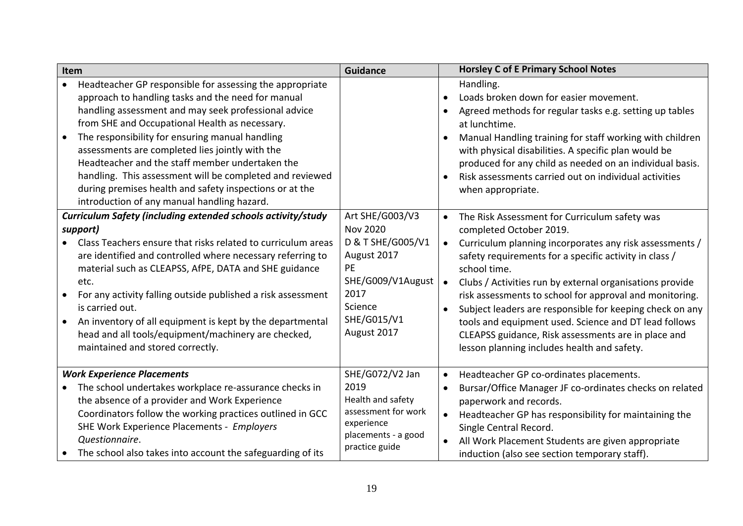| Item | Guidance | Horsley C of E Primary School Notes |
|---|---|---|
| • Headteacher GP responsible for assessing the appropriate approach to handling tasks and the need for manual handling assessment and may seek professional advice from SHE and Occupational Health as necessary.<br>• The responsibility for ensuring manual handling assessments are completed lies jointly with the Headteacher and the staff member undertaken the handling. This assessment will be completed and reviewed during premises health and safety inspections or at the introduction of any manual handling hazard. | | Handling.<br>• Loads broken down for easier movement.<br>• Agreed methods for regular tasks e.g. setting up tables at lunchtime.<br>• Manual Handling training for staff working with children with physical disabilities. A specific plan would be produced for any child as needed on an individual basis.<br>• Risk assessments carried out on individual activities when appropriate. |
| ***Curriculum Safety (including extended schools activity/study support)***<br>• Class Teachers ensure that risks related to curriculum areas are identified and controlled where necessary referring to material such as CLEAPSS, AfPE, DATA and SHE guidance etc.<br>• For any activity falling outside published a risk assessment is carried out.<br>• An inventory of all equipment is kept by the departmental head and all tools/equipment/machinery are checked, maintained and stored correctly. | Art SHE/G003/V3 Nov 2020<br>D & T SHE/G005/V1 August 2017<br>PE SHE/G009/V1August 2017<br>Science SHE/G015/V1 August 2017 | • The Risk Assessment for Curriculum safety was completed October 2019.<br>• Curriculum planning incorporates any risk assessments / safety requirements for a specific activity in class / school time.<br>• Clubs / Activities run by external organisations provide risk assessments to school for approval and monitoring.<br>• Subject leaders are responsible for keeping check on any tools and equipment used. Science and DT lead follows CLEAPSS guidance, Risk assessments are in place and lesson planning includes health and safety. |
| ***Work Experience Placements***<br>• The school undertakes workplace re-assurance checks in the absence of a provider and Work Experience Coordinators follow the working practices outlined in GCC SHE Work Experience Placements - *Employers Questionnaire*.<br>• The school also takes into account the safeguarding of its | SHE/G072/V2 Jan 2019<br>Health and safety assessment for work experience placements - a good practice guide | • Headteacher GP co-ordinates placements.<br>• Bursar/Office Manager JF co-ordinates checks on related paperwork and records.<br>• Headteacher GP has responsibility for maintaining the Single Central Record.<br>• All Work Placement Students are given appropriate induction (also see section temporary staff). |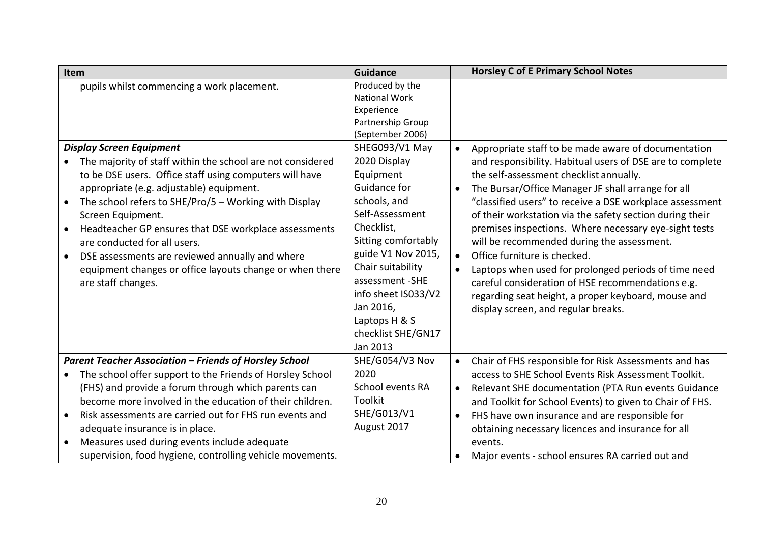| Item | Guidance | Horsley C of E Primary School Notes |
| --- | --- | --- |
| pupils whilst commencing a work placement. | Produced by the National Work Experience Partnership Group (September 2006) | |
| ***Display Screen Equipment*** <br>• The majority of staff within the school are not considered to be DSE users. Office staff using computers will have appropriate (e.g. adjustable) equipment. <br>• The school refers to SHE/Pro/5 – Working with Display Screen Equipment. <br>• Headteacher GP ensures that DSE workplace assessments are conducted for all users. <br>• DSE assessments are reviewed annually and where equipment changes or office layouts change or when there are staff changes. | SHEG093/V1 May 2020 Display Equipment Guidance for schools, and Self-Assessment Checklist, Sitting comfortably guide V1 Nov 2015, Chair suitability assessment -SHE info sheet IS033/V2 Jan 2016, Laptops H & S checklist SHE/GN17 Jan 2013 | • Appropriate staff to be made aware of documentation and responsibility. Habitual users of DSE are to complete the self-assessment checklist annually. <br>• The Bursar/Office Manager JF shall arrange for all "classified users" to receive a DSE workplace assessment of their workstation via the safety section during their premises inspections. Where necessary eye-sight tests will be recommended during the assessment. <br>• Office furniture is checked. <br>• Laptops when used for prolonged periods of time need careful consideration of HSE recommendations e.g. regarding seat height, a proper keyboard, mouse and display screen, and regular breaks. |
| ***Parent Teacher Association – Friends of Horsley School*** <br>• The school offer support to the Friends of Horsley School (FHS) and provide a forum through which parents can become more involved in the education of their children. <br>• Risk assessments are carried out for FHS run events and adequate insurance is in place. <br>• Measures used during events include adequate supervision, food hygiene, controlling vehicle movements. | SHE/G054/V3 Nov 2020 School events RA Toolkit SHE/G013/V1 August 2017 | • Chair of FHS responsible for Risk Assessments and has access to SHE School Events Risk Assessment Toolkit. <br>• Relevant SHE documentation (PTA Run events Guidance and Toolkit for School Events) to given to Chair of FHS. <br>• FHS have own insurance and are responsible for obtaining necessary licences and insurance for all events. <br>• Major events - school ensures RA carried out and |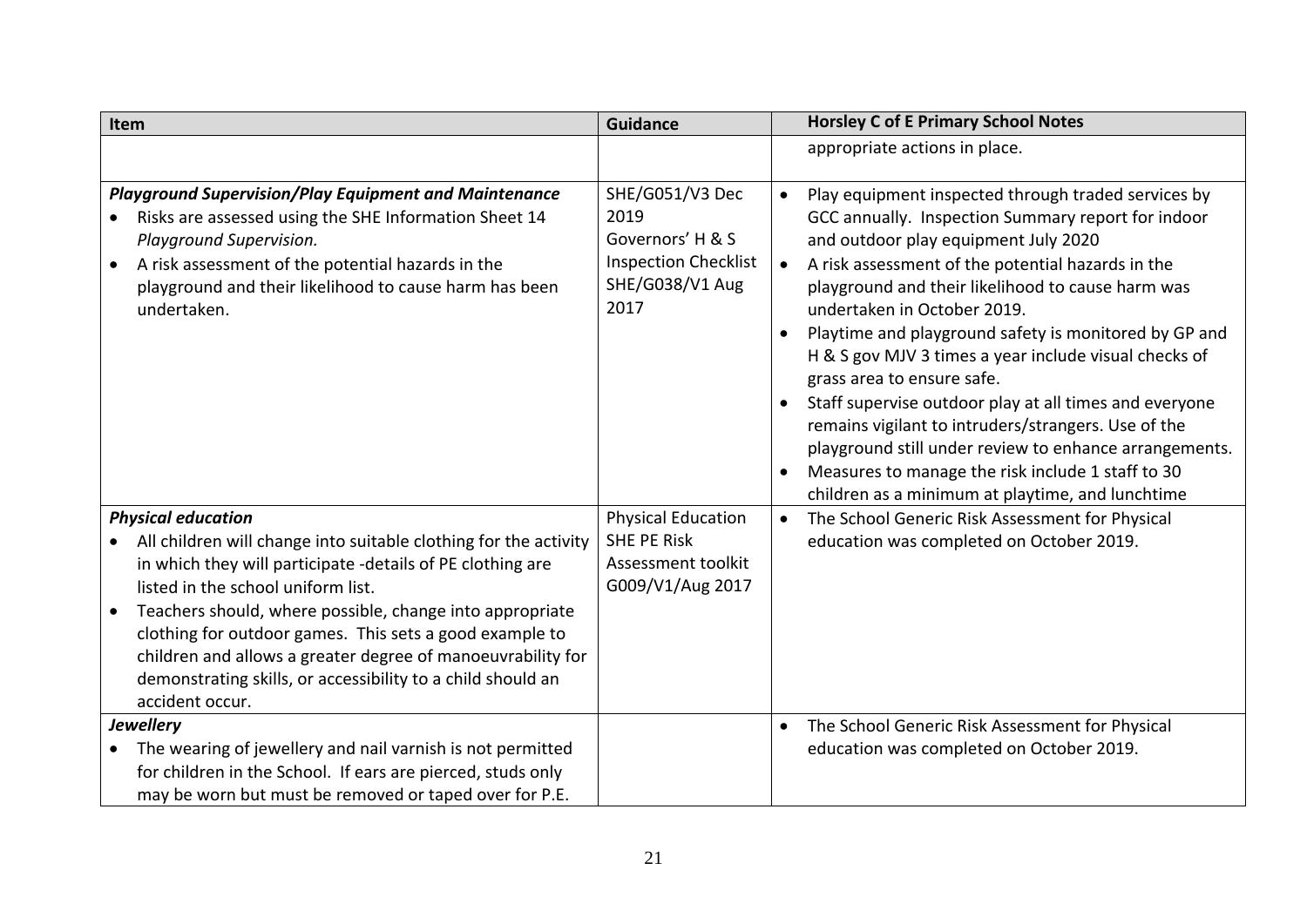| Item | Guidance | Horsley C of E Primary School Notes |
|---|---|---|
| | | appropriate actions in place. |
| ***Playground Supervision/Play Equipment and Maintenance*** <br>• Risks are assessed using the SHE Information Sheet 14 *Playground Supervision.* <br>• A risk assessment of the potential hazards in the playground and their likelihood to cause harm has been undertaken. | SHE/G051/V3 Dec 2019 <br>Governors' H & S Inspection Checklist SHE/G038/V1 Aug 2017 | • Play equipment inspected through traded services by GCC annually. Inspection Summary report for indoor and outdoor play equipment July 2020 <br>• A risk assessment of the potential hazards in the playground and their likelihood to cause harm was undertaken in October 2019. <br>• Playtime and playground safety is monitored by GP and H & S gov MJV 3 times a year include visual checks of grass area to ensure safe. <br>• Staff supervise outdoor play at all times and everyone remains vigilant to intruders/strangers. Use of the playground still under review to enhance arrangements. <br>• Measures to manage the risk include 1 staff to 30 children as a minimum at playtime, and lunchtime |
| ***Physical education*** <br>• All children will change into suitable clothing for the activity in which they will participate -details of PE clothing are listed in the school uniform list. <br>• Teachers should, where possible, change into appropriate clothing for outdoor games. This sets a good example to children and allows a greater degree of manoeuvrability for demonstrating skills, or accessibility to a child should an accident occur. | Physical Education SHE PE Risk Assessment toolkit G009/V1/Aug 2017 | • The School Generic Risk Assessment for Physical education was completed on October 2019. |
| ***Jewellery*** <br>• The wearing of jewellery and nail varnish is not permitted for children in the School. If ears are pierced, studs only may be worn but must be removed or taped over for P.E. | | • The School Generic Risk Assessment for Physical education was completed on October 2019. |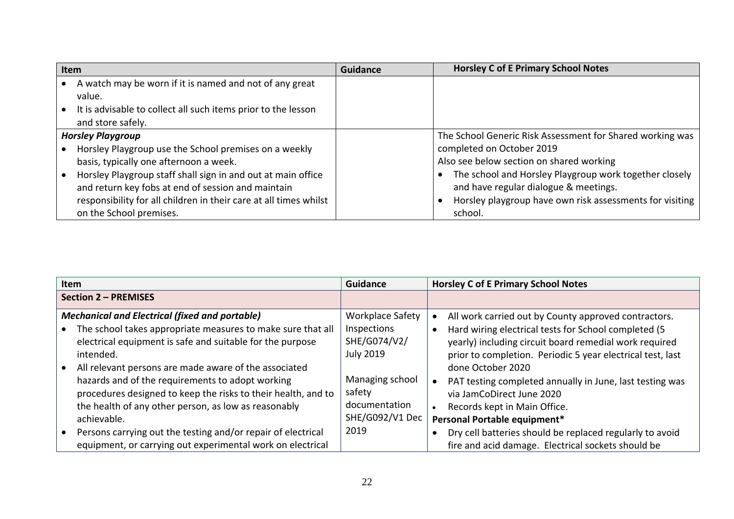| Item | Guidance | Horsley C of E Primary School Notes |
|---|---|---|
| • A watch may be worn if it is named and not of any great value.<br>• It is advisable to collect all such items prior to the lesson and store safely. | | |
| ***Horsley Playgroup***<br>• Horsley Playgroup use the School premises on a weekly basis, typically one afternoon a week.<br>• Horsley Playgroup staff shall sign in and out at main office and return key fobs at end of session and maintain responsibility for all children in their care at all times whilst on the School premises. | | The School Generic Risk Assessment for Shared working was completed on October 2019<br>Also see below section on shared working<br>• The school and Horsley Playgroup work together closely and have regular dialogue & meetings.<br>• Horsley playgroup have own risk assessments for visiting school. |

| Item | Guidance | Horsley C of E Primary School Notes |
|---|---|---|
| **Section 2 – PREMISES** | | |
| ***Mechanical and Electrical (fixed and portable)***<br>• The school takes appropriate measures to make sure that all electrical equipment is safe and suitable for the purpose intended.<br>• All relevant persons are made aware of the associated hazards and of the requirements to adopt working procedures designed to keep the risks to their health, and to the health of any other person, as low as reasonably achievable.<br>• Persons carrying out the testing and/or repair of electrical equipment, or carrying out experimental work on electrical | Workplace Safety Inspections SHE/G074/V2/ July 2019<br><br>Managing school safety documentation SHE/G092/V1 Dec 2019 | • All work carried out by County approved contractors.<br>• Hard wiring electrical tests for School completed (5 yearly) including circuit board remedial work required prior to completion. Periodic 5 year electrical test, last done October 2020<br>• PAT testing completed annually in June, last testing was via JamCoDirect June 2020<br>• Records kept in Main Office.<br>**Personal Portable equipment***<br>• Dry cell batteries should be replaced regularly to avoid fire and acid damage. Electrical sockets should be |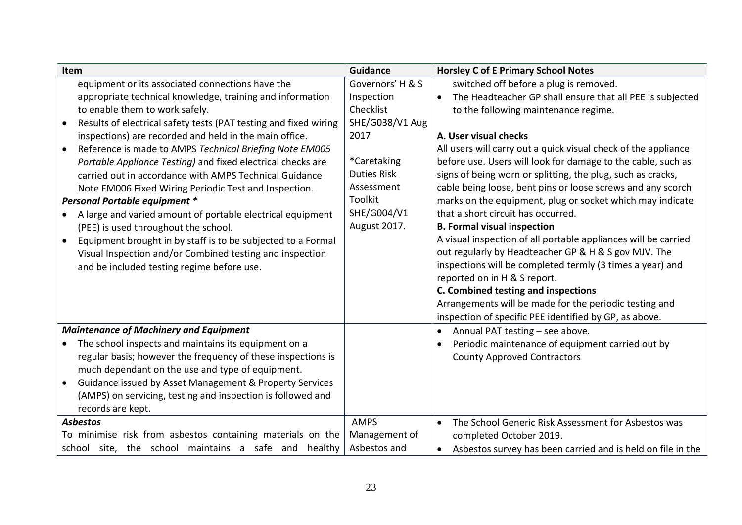| Item | Guidance | Horsley C of E Primary School Notes |
|---|---|---|
| equipment or its associated connections have the appropriate technical knowledge, training and information to enable them to work safely.<br>• Results of electrical safety tests (PAT testing and fixed wiring inspections) are recorded and held in the main office.<br>• Reference is made to AMPS *Technical Briefing Note EM005 Portable Appliance Testing)* and fixed electrical checks are carried out in accordance with AMPS Technical Guidance Note EM006 Fixed Wiring Periodic Test and Inspection.<br>***Personal Portable equipment \****<br>• A large and varied amount of portable electrical equipment (PEE) is used throughout the school.<br>• Equipment brought in by staff is to be subjected to a Formal Visual Inspection and/or Combined testing and inspection and be included testing regime before use. | Governors' H & S Inspection Checklist SHE/G038/V1 Aug 2017<br><br>\*Caretaking Duties Risk Assessment Toolkit SHE/G004/V1 August 2017. | switched off before a plug is removed.<br>• The Headteacher GP shall ensure that all PEE is subjected to the following maintenance regime.<br><br>**A. User visual checks**<br>All users will carry out a quick visual check of the appliance before use. Users will look for damage to the cable, such as signs of being worn or splitting, the plug, such as cracks, cable being loose, bent pins or loose screws and any scorch marks on the equipment, plug or socket which may indicate that a short circuit has occurred.<br>**B. Formal visual inspection**<br>A visual inspection of all portable appliances will be carried out regularly by Headteacher GP & H & S gov MJV. The inspections will be completed termly (3 times a year) and reported on in H & S report.<br>**C. Combined testing and inspections**<br>Arrangements will be made for the periodic testing and inspection of specific PEE identified by GP, as above. |
| ***Maintenance of Machinery and Equipment***<br>• The school inspects and maintains its equipment on a regular basis; however the frequency of these inspections is much dependant on the use and type of equipment.<br>• Guidance issued by Asset Management & Property Services (AMPS) on servicing, testing and inspection is followed and records are kept. | | • Annual PAT testing – see above.<br>• Periodic maintenance of equipment carried out by County Approved Contractors |
| ***Asbestos***<br>To minimise risk from asbestos containing materials on the school site, the school maintains a safe and healthy | AMPS Management of Asbestos and | • The School Generic Risk Assessment for Asbestos was completed October 2019.<br>• Asbestos survey has been carried and is held on file in the |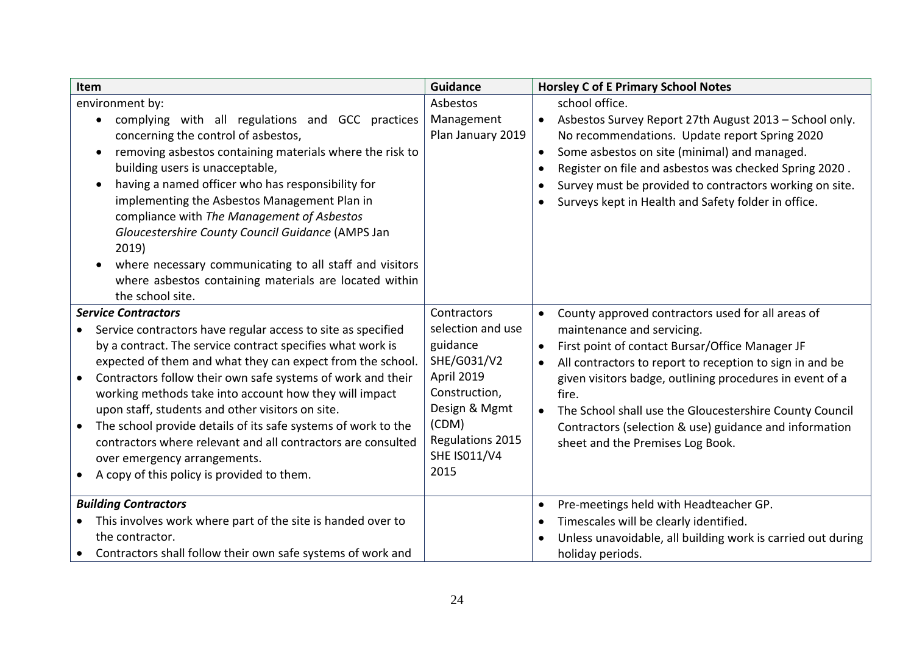| Item | Guidance | Horsley C of E Primary School Notes |
|---|---|---|
| environment by:<br>• complying with all regulations and GCC practices concerning the control of asbestos,<br>• removing asbestos containing materials where the risk to building users is unacceptable,<br>• having a named officer who has responsibility for implementing the Asbestos Management Plan in compliance with *The Management of Asbestos Gloucestershire County Council Guidance* (AMPS Jan 2019)<br>• where necessary communicating to all staff and visitors where asbestos containing materials are located within the school site. | Asbestos Management Plan January 2019 | school office.<br>• Asbestos Survey Report 27th August 2013 – School only. No recommendations. Update report Spring 2020<br>• Some asbestos on site (minimal) and managed.<br>• Register on file and asbestos was checked Spring 2020 .<br>• Survey must be provided to contractors working on site.<br>• Surveys kept in Health and Safety folder in office. |
| ***Service Contractors***<br>• Service contractors have regular access to site as specified by a contract. The service contract specifies what work is expected of them and what they can expect from the school.<br>• Contractors follow their own safe systems of work and their working methods take into account how they will impact upon staff, students and other visitors on site.<br>• The school provide details of its safe systems of work to the contractors where relevant and all contractors are consulted over emergency arrangements.<br>• A copy of this policy is provided to them. | Contractors selection and use guidance SHE/G031/V2 April 2019 Construction, Design & Mgmt (CDM) Regulations 2015 SHE IS011/V4 2015 | • County approved contractors used for all areas of maintenance and servicing.<br>• First point of contact Bursar/Office Manager JF<br>• All contractors to report to reception to sign in and be given visitors badge, outlining procedures in event of a fire.<br>• The School shall use the Gloucestershire County Council Contractors (selection & use) guidance and information sheet and the Premises Log Book. |
| ***Building Contractors***<br>• This involves work where part of the site is handed over to the contractor.<br>• Contractors shall follow their own safe systems of work and | | • Pre-meetings held with Headteacher GP.<br>• Timescales will be clearly identified.<br>• Unless unavoidable, all building work is carried out during holiday periods. |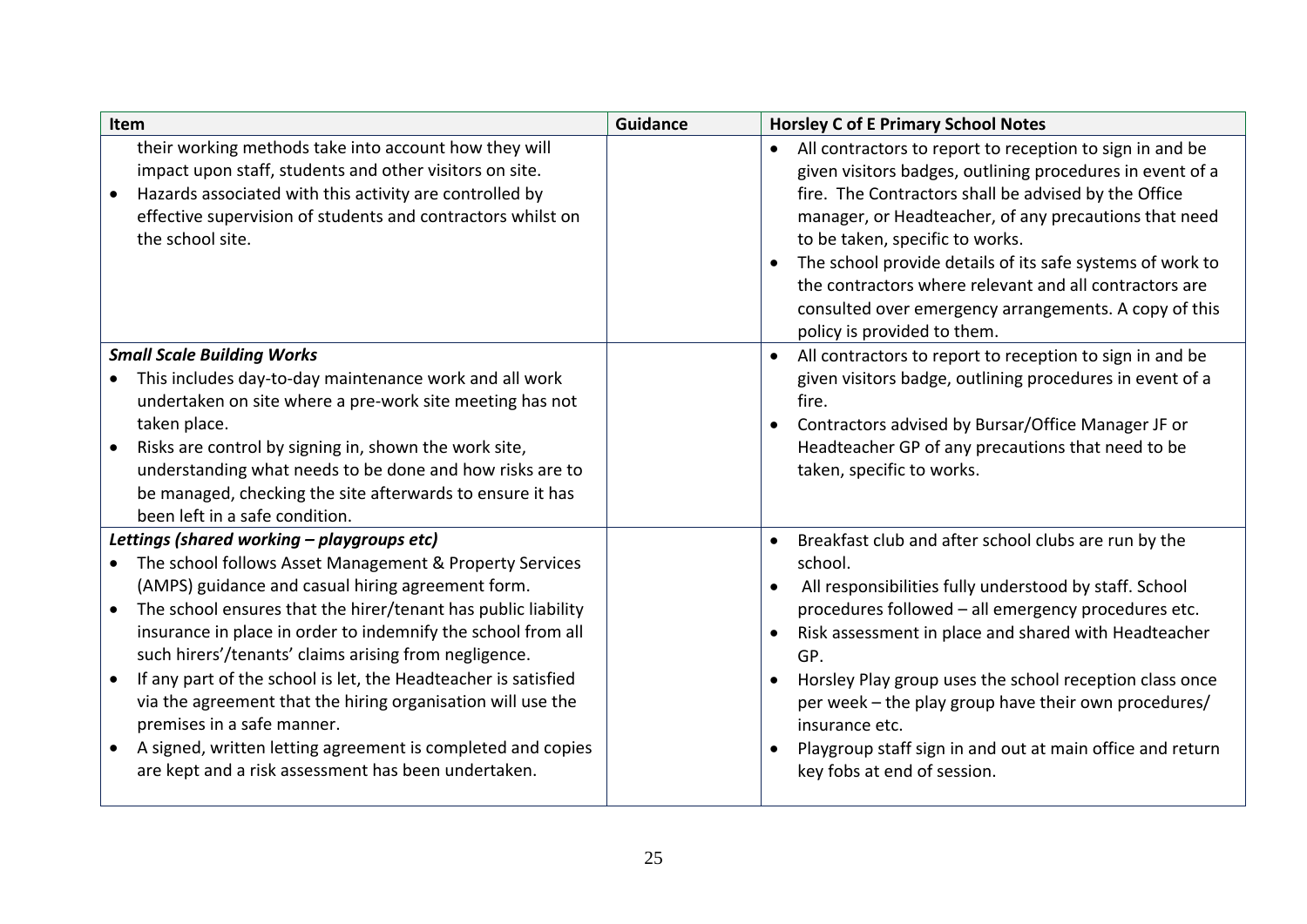| Item | Guidance | Horsley C of E Primary School Notes |
| --- | --- | --- |
| their working methods take into account how they will impact upon staff, students and other visitors on site.<br>• Hazards associated with this activity are controlled by effective supervision of students and contractors whilst on the school site. | | • All contractors to report to reception to sign in and be given visitors badges, outlining procedures in event of a fire. The Contractors shall be advised by the Office manager, or Headteacher, of any precautions that need to be taken, specific to works.<br>• The school provide details of its safe systems of work to the contractors where relevant and all contractors are consulted over emergency arrangements. A copy of this policy is provided to them. |
| ***Small Scale Building Works***<br>• This includes day-to-day maintenance work and all work undertaken on site where a pre-work site meeting has not taken place.<br>• Risks are control by signing in, shown the work site, understanding what needs to be done and how risks are to be managed, checking the site afterwards to ensure it has been left in a safe condition. | | • All contractors to report to reception to sign in and be given visitors badge, outlining procedures in event of a fire.<br>• Contractors advised by Bursar/Office Manager JF or Headteacher GP of any precautions that need to be taken, specific to works. |
| ***Lettings (shared working – playgroups etc)***<br>• The school follows Asset Management & Property Services (AMPS) guidance and casual hiring agreement form.<br>• The school ensures that the hirer/tenant has public liability insurance in place in order to indemnify the school from all such hirers'/tenants' claims arising from negligence.<br>• If any part of the school is let, the Headteacher is satisfied via the agreement that the hiring organisation will use the premises in a safe manner.<br>• A signed, written letting agreement is completed and copies are kept and a risk assessment has been undertaken. | | • Breakfast club and after school clubs are run by the school.<br>• All responsibilities fully understood by staff. School procedures followed – all emergency procedures etc.<br>• Risk assessment in place and shared with Headteacher GP.<br>• Horsley Play group uses the school reception class once per week – the play group have their own procedures/ insurance etc.<br>• Playgroup staff sign in and out at main office and return key fobs at end of session. |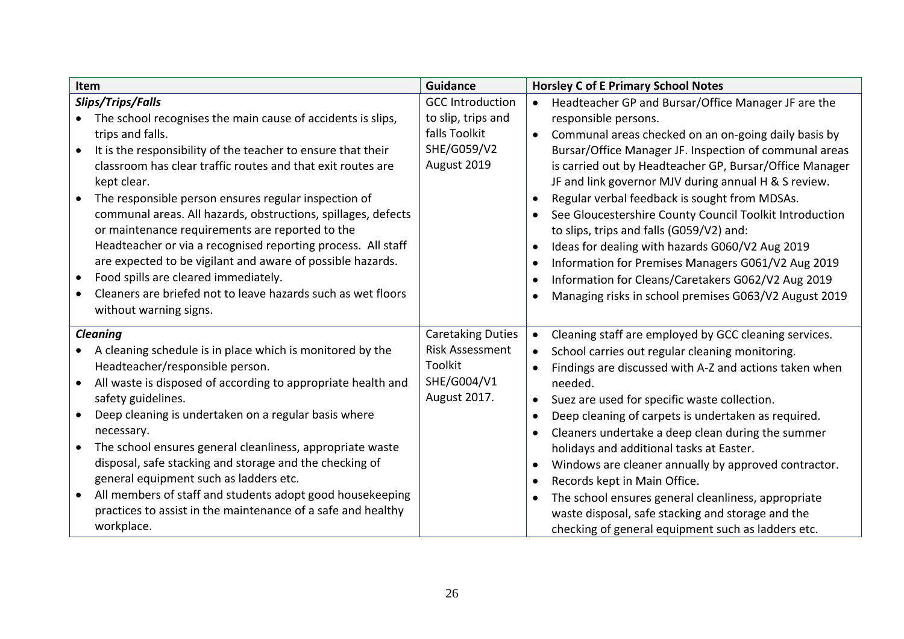| Item | Guidance | Horsley C of E Primary School Notes |
|---|---|---|
| ***Slips/Trips/Falls***<br>• The school recognises the main cause of accidents is slips, trips and falls.<br>• It is the responsibility of the teacher to ensure that their classroom has clear traffic routes and that exit routes are kept clear.<br>• The responsible person ensures regular inspection of communal areas. All hazards, obstructions, spillages, defects or maintenance requirements are reported to the Headteacher or via a recognised reporting process. All staff are expected to be vigilant and aware of possible hazards.<br>• Food spills are cleared immediately.<br>• Cleaners are briefed not to leave hazards such as wet floors without warning signs. | GCC Introduction to slip, trips and falls Toolkit SHE/G059/V2 August 2019 | • Headteacher GP and Bursar/Office Manager JF are the responsible persons.<br>• Communal areas checked on an on-going daily basis by Bursar/Office Manager JF. Inspection of communal areas is carried out by Headteacher GP, Bursar/Office Manager JF and link governor MJV during annual H & S review.<br>• Regular verbal feedback is sought from MDSAs.<br>• See Gloucestershire County Council Toolkit Introduction to slips, trips and falls (G059/V2) and:<br>• Ideas for dealing with hazards G060/V2 Aug 2019<br>• Information for Premises Managers G061/V2 Aug 2019<br>• Information for Cleans/Caretakers G062/V2 Aug 2019<br>• Managing risks in school premises G063/V2 August 2019 |
| ***Cleaning***<br>• A cleaning schedule is in place which is monitored by the Headteacher/responsible person.<br>• All waste is disposed of according to appropriate health and safety guidelines.<br>• Deep cleaning is undertaken on a regular basis where necessary.<br>• The school ensures general cleanliness, appropriate waste disposal, safe stacking and storage and the checking of general equipment such as ladders etc.<br>• All members of staff and students adopt good housekeeping practices to assist in the maintenance of a safe and healthy workplace. | Caretaking Duties Risk Assessment Toolkit SHE/G004/V1 August 2017. | • Cleaning staff are employed by GCC cleaning services.<br>• School carries out regular cleaning monitoring.<br>• Findings are discussed with A-Z and actions taken when needed.<br>• Suez are used for specific waste collection.<br>• Deep cleaning of carpets is undertaken as required.<br>• Cleaners undertake a deep clean during the summer holidays and additional tasks at Easter.<br>• Windows are cleaner annually by approved contractor.<br>• Records kept in Main Office.<br>• The school ensures general cleanliness, appropriate waste disposal, safe stacking and storage and the checking of general equipment such as ladders etc. |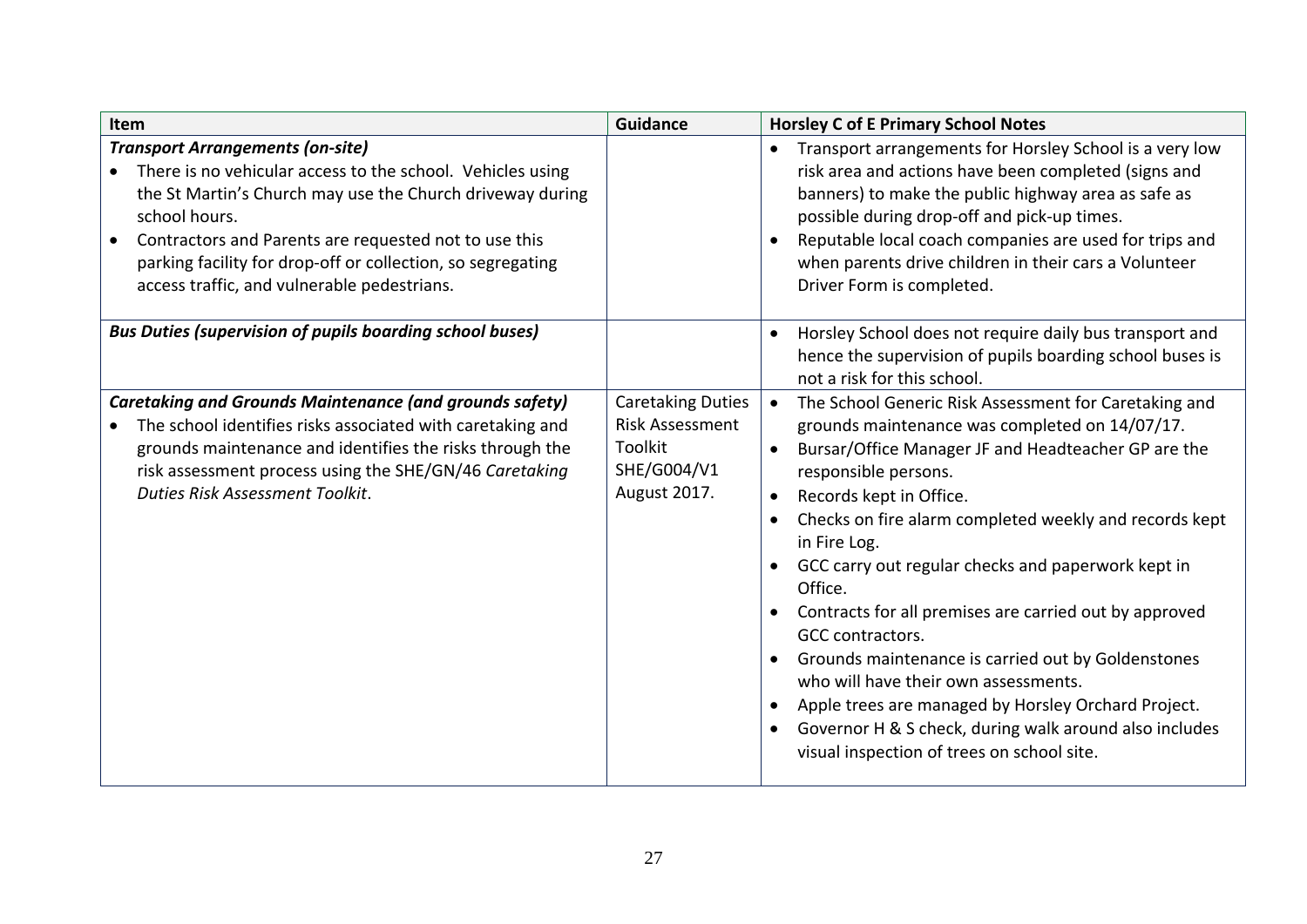| Item | Guidance | Horsley C of E Primary School Notes |
|---|---|---|
| ***Transport Arrangements (on-site)***<br>• There is no vehicular access to the school. Vehicles using the St Martin's Church may use the Church driveway during school hours.<br>• Contractors and Parents are requested not to use this parking facility for drop-off or collection, so segregating access traffic, and vulnerable pedestrians. | | • Transport arrangements for Horsley School is a very low risk area and actions have been completed (signs and banners) to make the public highway area as safe as possible during drop-off and pick-up times.<br>• Reputable local coach companies are used for trips and when parents drive children in their cars a Volunteer Driver Form is completed. |
| ***Bus Duties (supervision of pupils boarding school buses)*** | | • Horsley School does not require daily bus transport and hence the supervision of pupils boarding school buses is not a risk for this school. |
| ***Caretaking and Grounds Maintenance (and grounds safety)***<br>• The school identifies risks associated with caretaking and grounds maintenance and identifies the risks through the risk assessment process using the SHE/GN/46 *Caretaking Duties Risk Assessment Toolkit*. | Caretaking Duties Risk Assessment Toolkit SHE/G004/V1 August 2017. | • The School Generic Risk Assessment for Caretaking and grounds maintenance was completed on 14/07/17.<br>• Bursar/Office Manager JF and Headteacher GP are the responsible persons.<br>• Records kept in Office.<br>• Checks on fire alarm completed weekly and records kept in Fire Log.<br>• GCC carry out regular checks and paperwork kept in Office.<br>• Contracts for all premises are carried out by approved GCC contractors.<br>• Grounds maintenance is carried out by Goldenstones who will have their own assessments.<br>• Apple trees are managed by Horsley Orchard Project.<br>• Governor H & S check, during walk around also includes visual inspection of trees on school site. |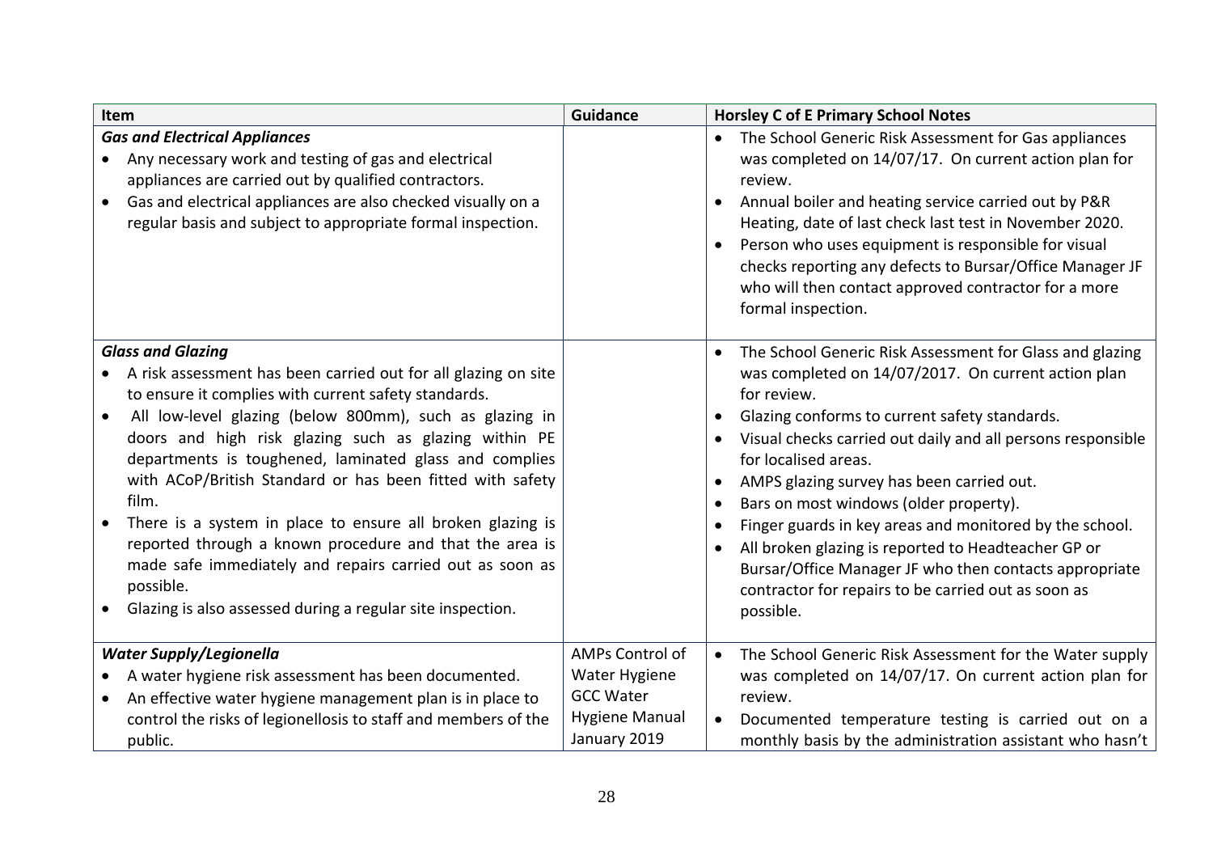| Item | Guidance | Horsley C of E Primary School Notes |
| --- | --- | --- |
| ***Gas and Electrical Appliances***<br>• Any necessary work and testing of gas and electrical appliances are carried out by qualified contractors.<br>• Gas and electrical appliances are also checked visually on a regular basis and subject to appropriate formal inspection. | | • The School Generic Risk Assessment for Gas appliances was completed on 14/07/17. On current action plan for review.<br>• Annual boiler and heating service carried out by P&R Heating, date of last check last test in November 2020.<br>• Person who uses equipment is responsible for visual checks reporting any defects to Bursar/Office Manager JF who will then contact approved contractor for a more formal inspection. |
| ***Glass and Glazing***<br>• A risk assessment has been carried out for all glazing on site to ensure it complies with current safety standards.<br>• All low-level glazing (below 800mm), such as glazing in doors and high risk glazing such as glazing within PE departments is toughened, laminated glass and complies with ACoP/British Standard or has been fitted with safety film.<br>• There is a system in place to ensure all broken glazing is reported through a known procedure and that the area is made safe immediately and repairs carried out as soon as possible.<br>• Glazing is also assessed during a regular site inspection. | | • The School Generic Risk Assessment for Glass and glazing was completed on 14/07/2017. On current action plan for review.<br>• Glazing conforms to current safety standards.<br>• Visual checks carried out daily and all persons responsible for localised areas.<br>• AMPS glazing survey has been carried out.<br>• Bars on most windows (older property).<br>• Finger guards in key areas and monitored by the school.<br>• All broken glazing is reported to Headteacher GP or Bursar/Office Manager JF who then contacts appropriate contractor for repairs to be carried out as soon as possible. |
| ***Water Supply/Legionella***<br>• A water hygiene risk assessment has been documented.<br>• An effective water hygiene management plan is in place to control the risks of legionellosis to staff and members of the public. | AMPs Control of Water Hygiene<br>GCC Water Hygiene Manual January 2019 | • The School Generic Risk Assessment for the Water supply was completed on 14/07/17. On current action plan for review.<br>• Documented temperature testing is carried out on a monthly basis by the administration assistant who hasn't |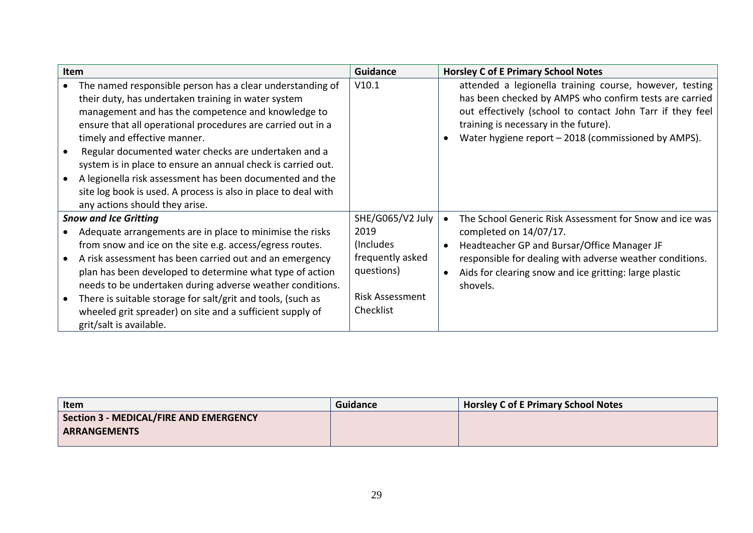| Item | Guidance | Horsley C of E Primary School Notes |
|---|---|---|
| • The named responsible person has a clear understanding of their duty, has undertaken training in water system management and has the competence and knowledge to ensure that all operational procedures are carried out in a timely and effective manner.<br>• Regular documented water checks are undertaken and a system is in place to ensure an annual check is carried out.<br>• A legionella risk assessment has been documented and the site log book is used. A process is also in place to deal with any actions should they arise. | V10.1 | attended a legionella training course, however, testing has been checked by AMPS who confirm tests are carried out effectively (school to contact John Tarr if they feel training is necessary in the future).<br>• Water hygiene report – 2018 (commissioned by AMPS). |
| ***Snow and Ice Gritting***<br>• Adequate arrangements are in place to minimise the risks from snow and ice on the site e.g. access/egress routes.<br>• A risk assessment has been carried out and an emergency plan has been developed to determine what type of action needs to be undertaken during adverse weather conditions.<br>• There is suitable storage for salt/grit and tools, (such as wheeled grit spreader) on site and a sufficient supply of grit/salt is available. | SHE/G065/V2 July 2019 (Includes frequently asked questions)<br><br>Risk Assessment Checklist | • The School Generic Risk Assessment for Snow and ice was completed on 14/07/17.<br>• Headteacher GP and Bursar/Office Manager JF responsible for dealing with adverse weather conditions.<br>• Aids for clearing snow and ice gritting: large plastic shovels. |

| Item | Guidance | Horsley C of E Primary School Notes |
|---|---|---|
| **Section 3 - MEDICAL/FIRE AND EMERGENCY ARRANGEMENTS** | | |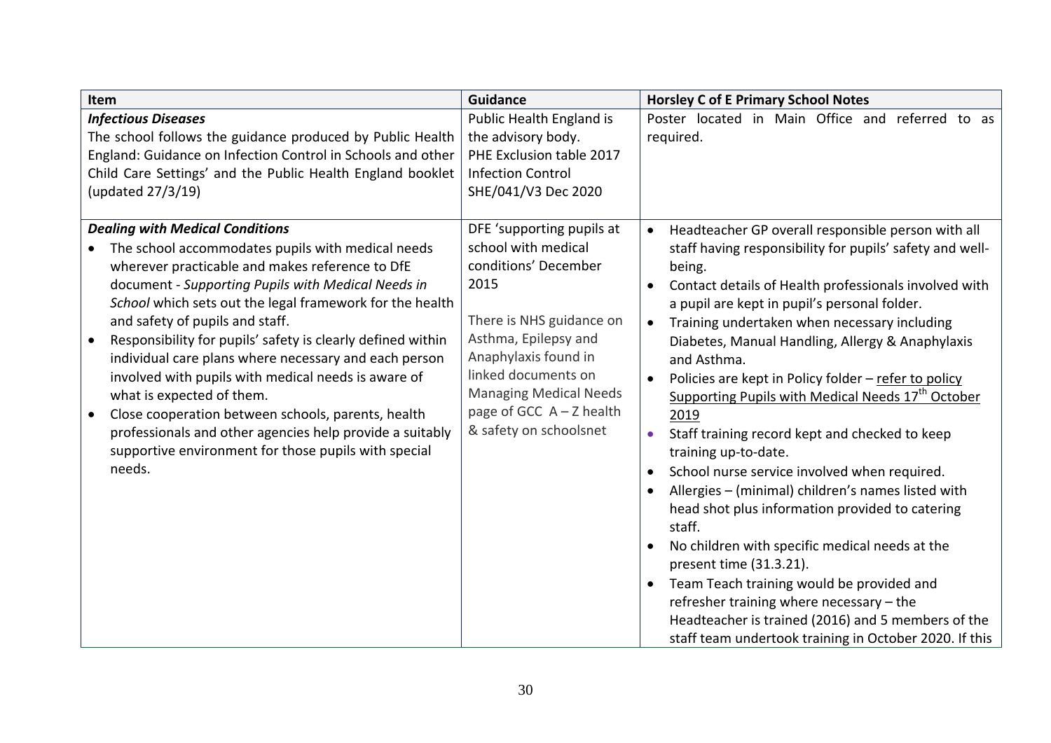| Item | Guidance | Horsley C of E Primary School Notes |
|---|---|---|
| ***Infectious Diseases*** <br> The school follows the guidance produced by Public Health England: Guidance on Infection Control in Schools and other Child Care Settings' and the Public Health England booklet (updated 27/3/19) | Public Health England is the advisory body. <br> PHE Exclusion table 2017 <br> Infection Control SHE/041/V3 Dec 2020 | Poster located in Main Office and referred to as required. |
| ***Dealing with Medical Conditions*** <br> • The school accommodates pupils with medical needs wherever practicable and makes reference to DfE document - *Supporting Pupils with Medical Needs in School* which sets out the legal framework for the health and safety of pupils and staff. <br> • Responsibility for pupils' safety is clearly defined within individual care plans where necessary and each person involved with pupils with medical needs is aware of what is expected of them. <br> • Close cooperation between schools, parents, health professionals and other agencies help provide a suitably supportive environment for those pupils with special needs. | DFE 'supporting pupils at school with medical conditions' December 2015 <br><br> There is NHS guidance on Asthma, Epilepsy and Anaphylaxis found in linked documents on Managing Medical Needs page of GCC A – Z health & safety on schoolsnet | • Headteacher GP overall responsible person with all staff having responsibility for pupils' safety and well-being. <br> • Contact details of Health professionals involved with a pupil are kept in pupil's personal folder. <br> • Training undertaken when necessary including Diabetes, Manual Handling, Allergy & Anaphylaxis and Asthma. <br> • Policies are kept in Policy folder – refer to policy Supporting Pupils with Medical Needs 17th October 2019 <br> • Staff training record kept and checked to keep training up-to-date. <br> • School nurse service involved when required. <br> • Allergies – (minimal) children's names listed with head shot plus information provided to catering staff. <br> • No children with specific medical needs at the present time (31.3.21). <br> • Team Teach training would be provided and refresher training where necessary – the Headteacher is trained (2016) and 5 members of the staff team undertook training in October 2020. If this |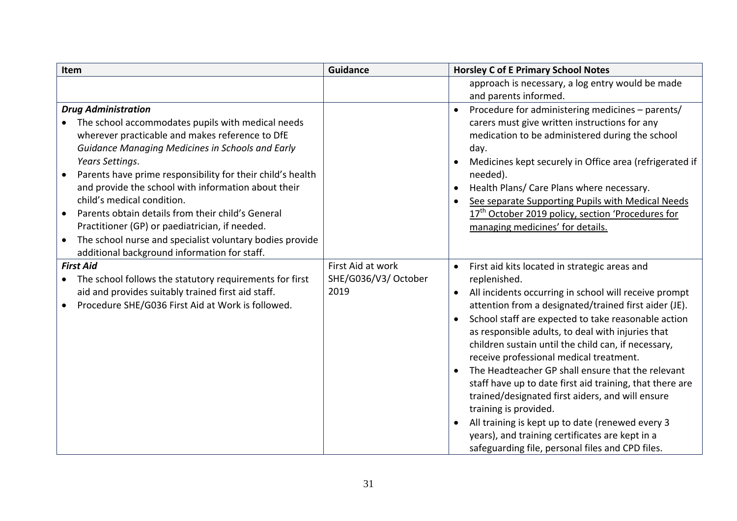| Item | Guidance | Horsley C of E Primary School Notes |
|---|---|---|
| | | approach is necessary, a log entry would be made and parents informed. |
| ***Drug Administration***<br>• The school accommodates pupils with medical needs wherever practicable and makes reference to DfE *Guidance Managing Medicines in Schools and Early Years Settings*.<br>• Parents have prime responsibility for their child's health and provide the school with information about their child's medical condition.<br>• Parents obtain details from their child's General Practitioner (GP) or paediatrician, if needed.<br>• The school nurse and specialist voluntary bodies provide additional background information for staff. | | • Procedure for administering medicines – parents/ carers must give written instructions for any medication to be administered during the school day.<br>• Medicines kept securely in Office area (refrigerated if needed).<br>• Health Plans/ Care Plans where necessary.<br>• See separate Supporting Pupils with Medical Needs 17th October 2019 policy, section 'Procedures for managing medicines' for details. |
| ***First Aid***<br>• The school follows the statutory requirements for first aid and provides suitably trained first aid staff.<br>• Procedure SHE/G036 First Aid at Work is followed. | First Aid at work SHE/G036/V3/ October 2019 | • First aid kits located in strategic areas and replenished.<br>• All incidents occurring in school will receive prompt attention from a designated/trained first aider (JE).<br>• School staff are expected to take reasonable action as responsible adults, to deal with injuries that children sustain until the child can, if necessary, receive professional medical treatment.<br>• The Headteacher GP shall ensure that the relevant staff have up to date first aid training, that there are trained/designated first aiders, and will ensure training is provided.<br>• All training is kept up to date (renewed every 3 years), and training certificates are kept in a safeguarding file, personal files and CPD files. |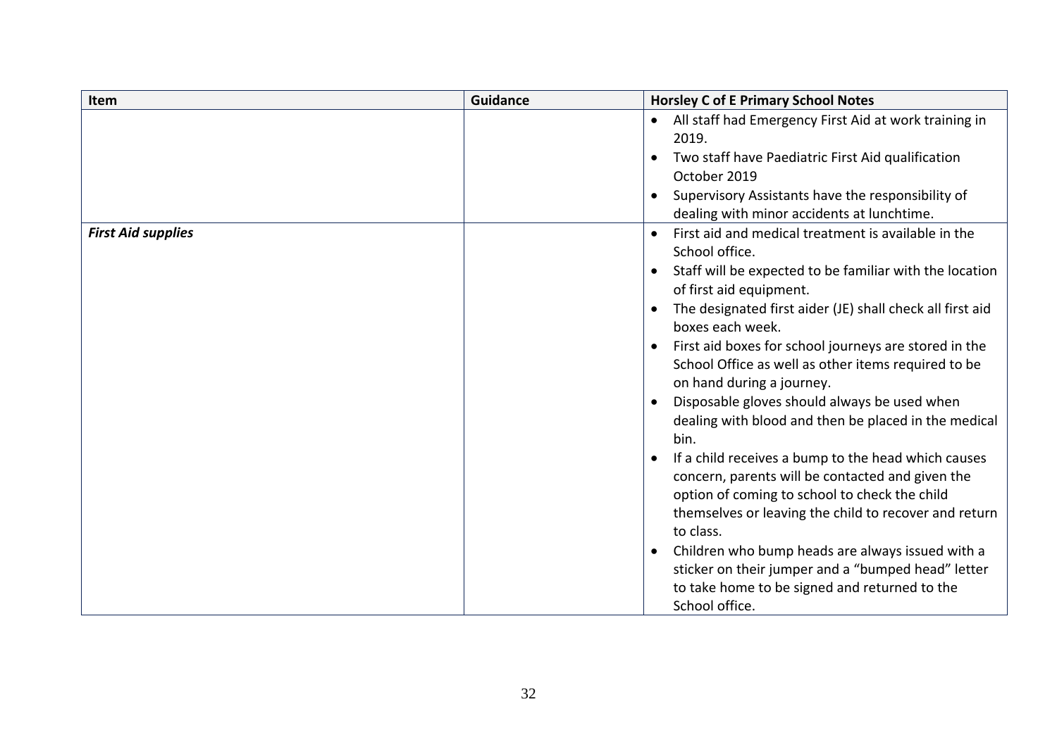| Item | Guidance | Horsley C of E Primary School Notes |
|---|---|---|
| | | • All staff had Emergency First Aid at work training in 2019.<br>• Two staff have Paediatric First Aid qualification October 2019<br>• Supervisory Assistants have the responsibility of dealing with minor accidents at lunchtime. |
| ***First Aid supplies*** | | • First aid and medical treatment is available in the School office.<br>• Staff will be expected to be familiar with the location of first aid equipment.<br>• The designated first aider (JE) shall check all first aid boxes each week.<br>• First aid boxes for school journeys are stored in the School Office as well as other items required to be on hand during a journey.<br>• Disposable gloves should always be used when dealing with blood and then be placed in the medical bin.<br>• If a child receives a bump to the head which causes concern, parents will be contacted and given the option of coming to school to check the child themselves or leaving the child to recover and return to class.<br>• Children who bump heads are always issued with a sticker on their jumper and a "bumped head" letter to take home to be signed and returned to the School office. |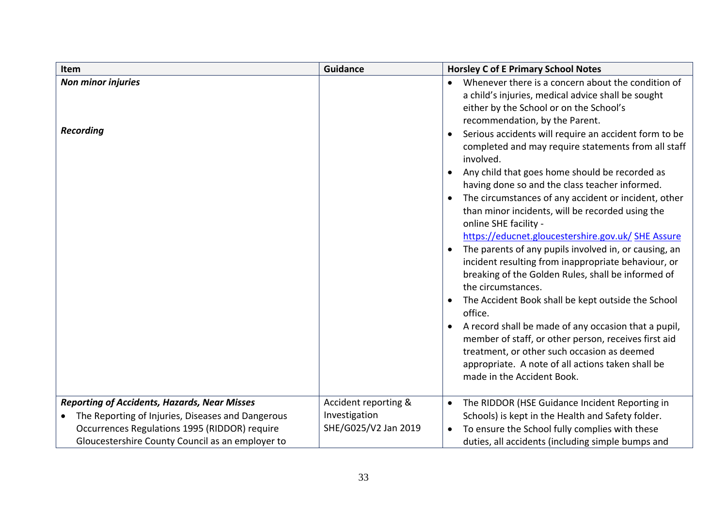| Item | Guidance | Horsley C of E Primary School Notes |
|---|---|---|
| ***Non minor injuries*** | | • Whenever there is a concern about the condition of a child's injuries, medical advice shall be sought either by the School or on the School's recommendation, by the Parent. |
| ***Recording*** | | • Serious accidents will require an accident form to be completed and may require statements from all staff involved.<br>• Any child that goes home should be recorded as having done so and the class teacher informed.<br>• The circumstances of any accident or incident, other than minor incidents, will be recorded using the online SHE facility - [https://educnet.gloucestershire.gov.uk/](https://educnet.gloucestershire.gov.uk/) [SHE Assure](SHE Assure)<br>• The parents of any pupils involved in, or causing, an incident resulting from inappropriate behaviour, or breaking of the Golden Rules, shall be informed of the circumstances.<br>• The Accident Book shall be kept outside the School office.<br>• A record shall be made of any occasion that a pupil, member of staff, or other person, receives first aid treatment, or other such occasion as deemed appropriate. A note of all actions taken shall be made in the Accident Book. |
| ***Reporting of Accidents, Hazards, Near Misses***<br>• The Reporting of Injuries, Diseases and Dangerous Occurrences Regulations 1995 (RIDDOR) require Gloucestershire County Council as an employer to | Accident reporting & Investigation SHE/G025/V2 Jan 2019 | • The RIDDOR (HSE Guidance Incident Reporting in Schools) is kept in the Health and Safety folder.<br>• To ensure the School fully complies with these duties, all accidents (including simple bumps and |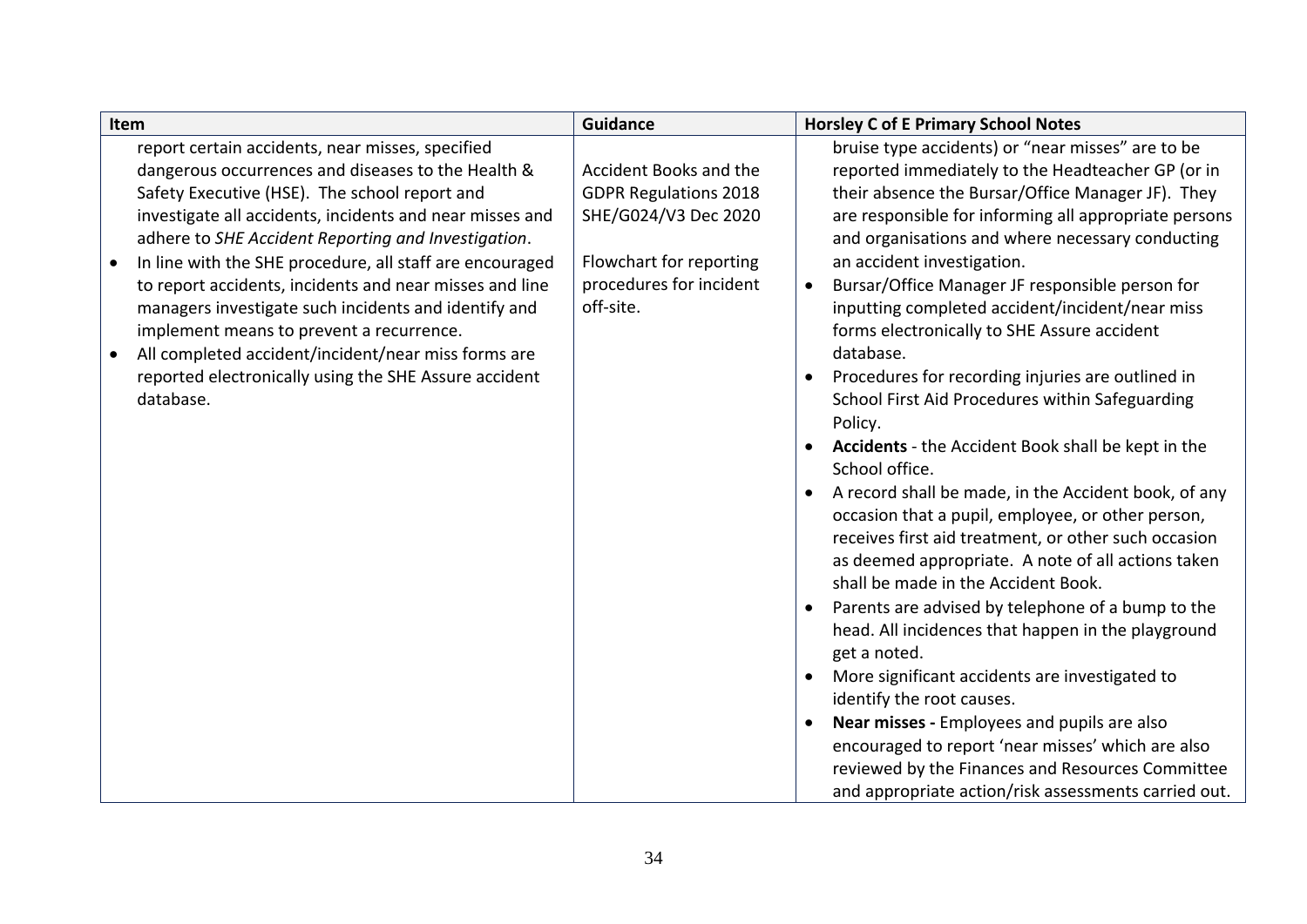| Item | Guidance | Horsley C of E Primary School Notes |
|---|---|---|
| report certain accidents, near misses, specified dangerous occurrences and diseases to the Health & Safety Executive (HSE). The school report and investigate all accidents, incidents and near misses and adhere to *SHE Accident Reporting and Investigation*.<br>• In line with the SHE procedure, all staff are encouraged to report accidents, incidents and near misses and line managers investigate such incidents and identify and implement means to prevent a recurrence.<br>• All completed accident/incident/near miss forms are reported electronically using the SHE Assure accident database. | Accident Books and the GDPR Regulations 2018 SHE/G024/V3 Dec 2020<br><br>Flowchart for reporting procedures for incident off-site. | bruise type accidents) or "near misses" are to be reported immediately to the Headteacher GP (or in their absence the Bursar/Office Manager JF). They are responsible for informing all appropriate persons and organisations and where necessary conducting an accident investigation.<br>• Bursar/Office Manager JF responsible person for inputting completed accident/incident/near miss forms electronically to SHE Assure accident database.<br>• Procedures for recording injuries are outlined in School First Aid Procedures within Safeguarding Policy.<br>• **Accidents** - the Accident Book shall be kept in the School office.<br>• A record shall be made, in the Accident book, of any occasion that a pupil, employee, or other person, receives first aid treatment, or other such occasion as deemed appropriate. A note of all actions taken shall be made in the Accident Book.<br>• Parents are advised by telephone of a bump to the head. All incidences that happen in the playground get a noted.<br>• More significant accidents are investigated to identify the root causes.<br>• **Near misses -** Employees and pupils are also encouraged to report 'near misses' which are also reviewed by the Finances and Resources Committee and appropriate action/risk assessments carried out. |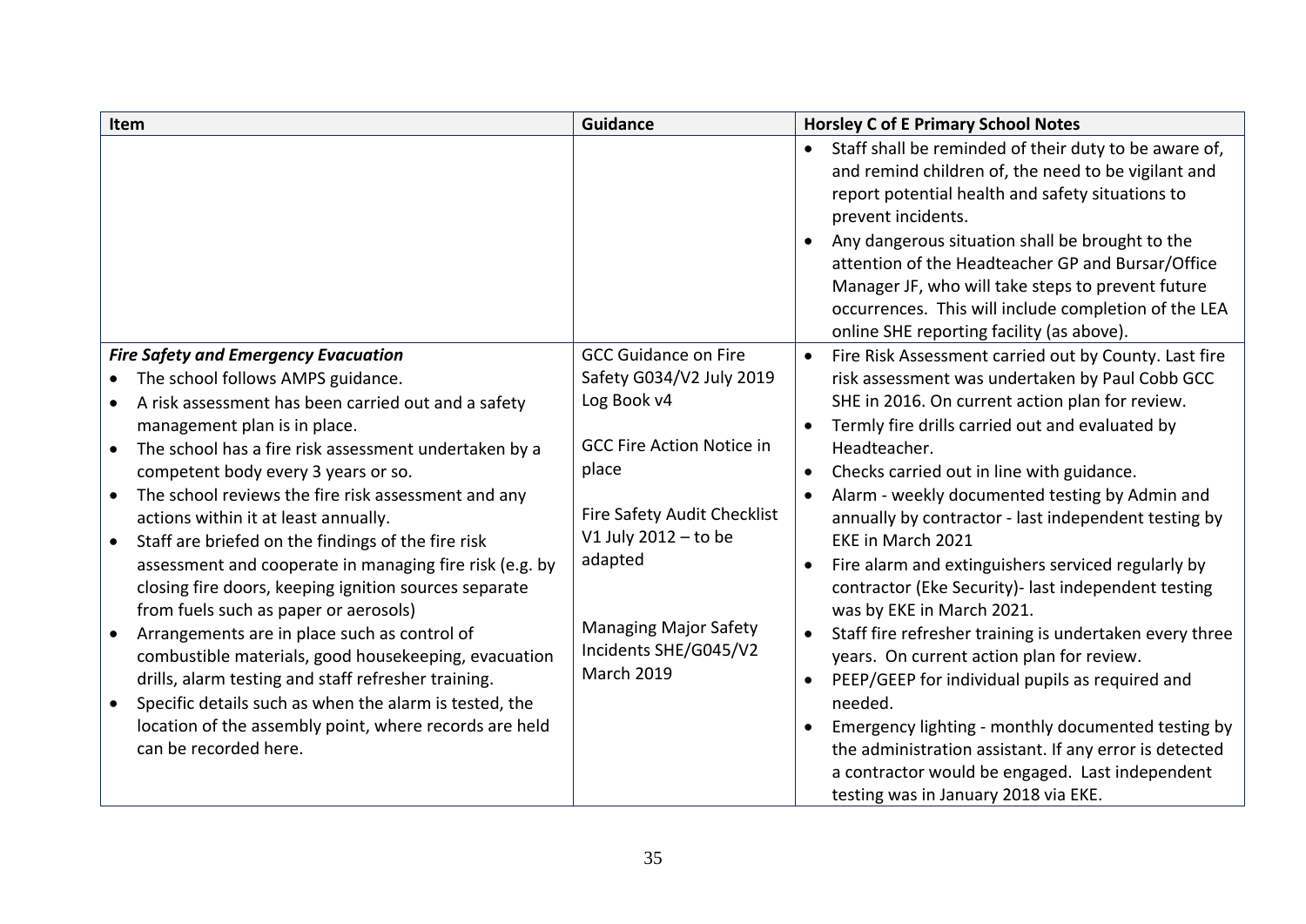| Item | Guidance | Horsley C of E Primary School Notes |
|---|---|---|
| | | • Staff shall be reminded of their duty to be aware of, and remind children of, the need to be vigilant and report potential health and safety situations to prevent incidents.<br>• Any dangerous situation shall be brought to the attention of the Headteacher GP and Bursar/Office Manager JF, who will take steps to prevent future occurrences. This will include completion of the LEA online SHE reporting facility (as above). |
| ***Fire Safety and Emergency Evacuation***<br>• The school follows AMPS guidance.<br>• A risk assessment has been carried out and a safety management plan is in place.<br>• The school has a fire risk assessment undertaken by a competent body every 3 years or so.<br>• The school reviews the fire risk assessment and any actions within it at least annually.<br>• Staff are briefed on the findings of the fire risk assessment and cooperate in managing fire risk (e.g. by closing fire doors, keeping ignition sources separate from fuels such as paper or aerosols)<br>• Arrangements are in place such as control of combustible materials, good housekeeping, evacuation drills, alarm testing and staff refresher training.<br>• Specific details such as when the alarm is tested, the location of the assembly point, where records are held can be recorded here. | GCC Guidance on Fire Safety G034/V2 July 2019 Log Book v4<br><br>GCC Fire Action Notice in place<br><br>Fire Safety Audit Checklist V1 July 2012 – to be adapted<br><br>Managing Major Safety Incidents SHE/G045/V2 March 2019 | • Fire Risk Assessment carried out by County. Last fire risk assessment was undertaken by Paul Cobb GCC SHE in 2016. On current action plan for review.<br>• Termly fire drills carried out and evaluated by Headteacher.<br>• Checks carried out in line with guidance.<br>• Alarm - weekly documented testing by Admin and annually by contractor - last independent testing by EKE in March 2021<br>• Fire alarm and extinguishers serviced regularly by contractor (Eke Security)- last independent testing was by EKE in March 2021.<br>• Staff fire refresher training is undertaken every three years. On current action plan for review.<br>• PEEP/GEEP for individual pupils as required and needed.<br>• Emergency lighting - monthly documented testing by the administration assistant. If any error is detected a contractor would be engaged. Last independent testing was in January 2018 via EKE. |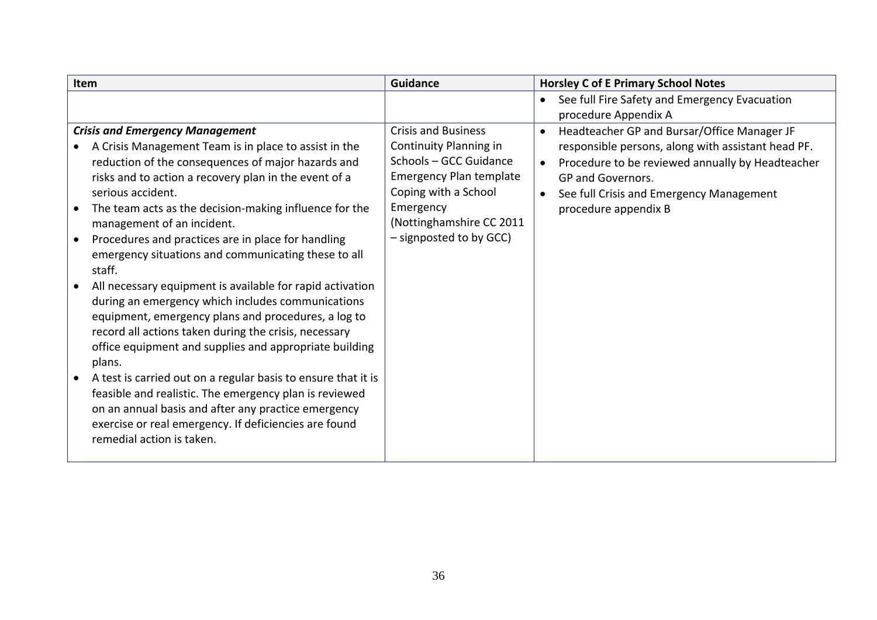| Item | Guidance | Horsley C of E Primary School Notes |
|---|---|---|
| | | • See full Fire Safety and Emergency Evacuation procedure Appendix A |
| ***Crisis and Emergency Management***<br>• A Crisis Management Team is in place to assist in the reduction of the consequences of major hazards and risks and to action a recovery plan in the event of a serious accident.<br>• The team acts as the decision-making influence for the management of an incident.<br>• Procedures and practices are in place for handling emergency situations and communicating these to all staff.<br>• All necessary equipment is available for rapid activation during an emergency which includes communications equipment, emergency plans and procedures, a log to record all actions taken during the crisis, necessary office equipment and supplies and appropriate building plans.<br>• A test is carried out on a regular basis to ensure that it is feasible and realistic. The emergency plan is reviewed on an annual basis and after any practice emergency exercise or real emergency. If deficiencies are found remedial action is taken. | Crisis and Business Continuity Planning in Schools – GCC Guidance<br>Emergency Plan template<br>Coping with a School Emergency (Nottinghamshire CC 2011 – signposted to by GCC) | • Headteacher GP and Bursar/Office Manager JF responsible persons, along with assistant head PF.<br>• Procedure to be reviewed annually by Headteacher GP and Governors.<br>• See full Crisis and Emergency Management procedure appendix B |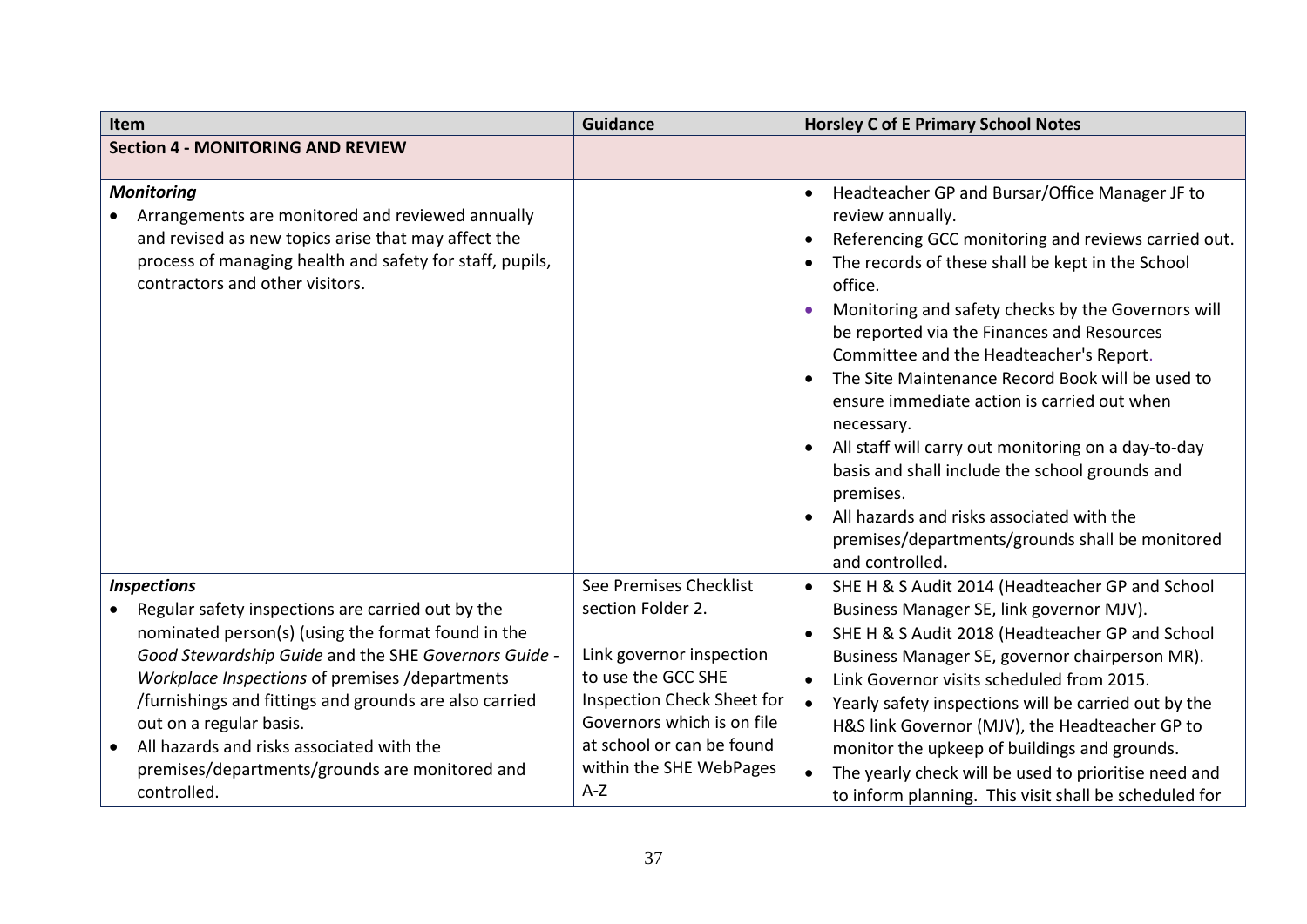| Item | Guidance | Horsley C of E Primary School Notes |
|---|---|---|
| **Section 4 - MONITORING AND REVIEW** | | |
| ***Monitoring*** <br>• Arrangements are monitored and reviewed annually and revised as new topics arise that may affect the process of managing health and safety for staff, pupils, contractors and other visitors. | | • Headteacher GP and Bursar/Office Manager JF to review annually.<br>• Referencing GCC monitoring and reviews carried out.<br>• The records of these shall be kept in the School office.<br>• Monitoring and safety checks by the Governors will be reported via the Finances and Resources Committee and the Headteacher's Report.<br>• The Site Maintenance Record Book will be used to ensure immediate action is carried out when necessary.<br>• All staff will carry out monitoring on a day-to-day basis and shall include the school grounds and premises.<br>• All hazards and risks associated with the premises/departments/grounds shall be monitored and controlled**.** |
| ***Inspections*** <br>• Regular safety inspections are carried out by the nominated person(s) (using the format found in the *Good Stewardship Guide* and the SHE *Governors Guide - Workplace Inspections* of premises /departments /furnishings and fittings and grounds are also carried out on a regular basis.<br>• All hazards and risks associated with the premises/departments/grounds are monitored and controlled. | See Premises Checklist section Folder 2.<br><br>Link governor inspection to use the GCC SHE Inspection Check Sheet for Governors which is on file at school or can be found within the SHE WebPages A-Z | • SHE H & S Audit 2014 (Headteacher GP and School Business Manager SE, link governor MJV).<br>• SHE H & S Audit 2018 (Headteacher GP and School Business Manager SE, governor chairperson MR).<br>• Link Governor visits scheduled from 2015.<br>• Yearly safety inspections will be carried out by the H&S link Governor (MJV), the Headteacher GP to monitor the upkeep of buildings and grounds.<br>• The yearly check will be used to prioritise need and to inform planning. This visit shall be scheduled for |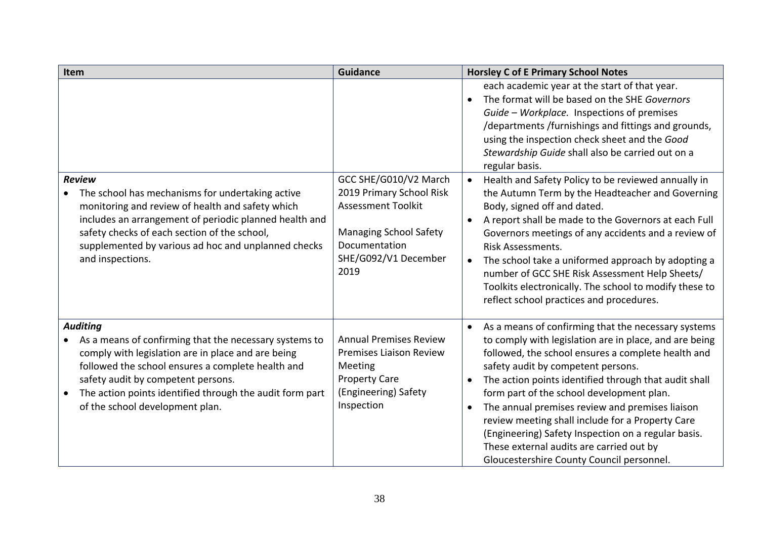| Item | Guidance | Horsley C of E Primary School Notes |
|---|---|---|
| | | each academic year at the start of that year.<br>• The format will be based on the SHE *Governors Guide – Workplace.* Inspections of premises /departments /furnishings and fittings and grounds, using the inspection check sheet and the *Good Stewardship Guide* shall also be carried out on a regular basis. |
| ***Review***<br>• The school has mechanisms for undertaking active monitoring and review of health and safety which includes an arrangement of periodic planned health and safety checks of each section of the school, supplemented by various ad hoc and unplanned checks and inspections. | GCC SHE/G010/V2 March 2019 Primary School Risk Assessment Toolkit<br><br>Managing School Safety Documentation SHE/G092/V1 December 2019 | • Health and Safety Policy to be reviewed annually in the Autumn Term by the Headteacher and Governing Body, signed off and dated.<br>• A report shall be made to the Governors at each Full Governors meetings of any accidents and a review of Risk Assessments.<br>• The school take a uniformed approach by adopting a number of GCC SHE Risk Assessment Help Sheets/ Toolkits electronically. The school to modify these to reflect school practices and procedures. |
| ***Auditing***<br>• As a means of confirming that the necessary systems to comply with legislation are in place and are being followed the school ensures a complete health and safety audit by competent persons.<br>• The action points identified through the audit form part of the school development plan. | Annual Premises Review<br>Premises Liaison Review Meeting<br>Property Care (Engineering) Safety Inspection | • As a means of confirming that the necessary systems to comply with legislation are in place, and are being followed, the school ensures a complete health and safety audit by competent persons.<br>• The action points identified through that audit shall form part of the school development plan.<br>• The annual premises review and premises liaison review meeting shall include for a Property Care (Engineering) Safety Inspection on a regular basis. These external audits are carried out by Gloucestershire County Council personnel. |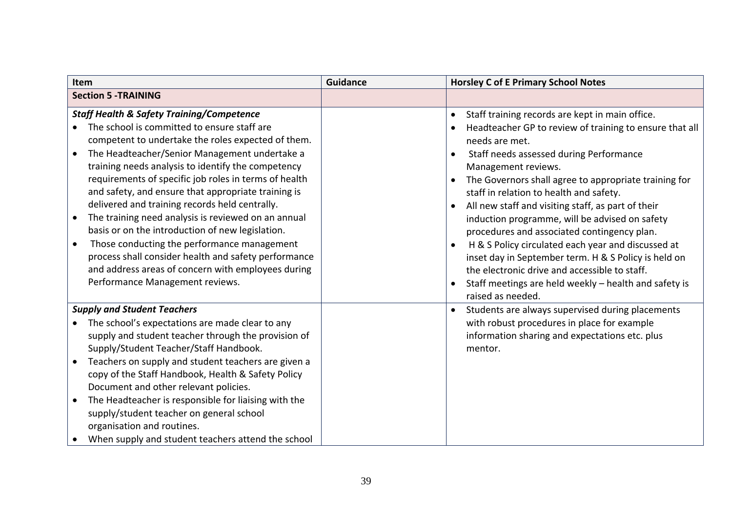| Item | Guidance | Horsley C of E Primary School Notes |
|---|---|---|
| **Section 5 -TRAINING** | | |
| ***Staff Health & Safety Training/Competence***<br>• The school is committed to ensure staff are competent to undertake the roles expected of them.<br>• The Headteacher/Senior Management undertake a training needs analysis to identify the competency requirements of specific job roles in terms of health and safety, and ensure that appropriate training is delivered and training records held centrally.<br>• The training need analysis is reviewed on an annual basis or on the introduction of new legislation.<br>• Those conducting the performance management process shall consider health and safety performance and address areas of concern with employees during Performance Management reviews. | | • Staff training records are kept in main office.<br>• Headteacher GP to review of training to ensure that all needs are met.<br>• Staff needs assessed during Performance Management reviews.<br>• The Governors shall agree to appropriate training for staff in relation to health and safety.<br>• All new staff and visiting staff, as part of their induction programme, will be advised on safety procedures and associated contingency plan.<br>• H & S Policy circulated each year and discussed at inset day in September term. H & S Policy is held on the electronic drive and accessible to staff.<br>• Staff meetings are held weekly – health and safety is raised as needed. |
| ***Supply and Student Teachers***<br>• The school's expectations are made clear to any supply and student teacher through the provision of Supply/Student Teacher/Staff Handbook.<br>• Teachers on supply and student teachers are given a copy of the Staff Handbook, Health & Safety Policy Document and other relevant policies.<br>• The Headteacher is responsible for liaising with the supply/student teacher on general school organisation and routines.<br>• When supply and student teachers attend the school | | • Students are always supervised during placements with robust procedures in place for example information sharing and expectations etc. plus mentor. |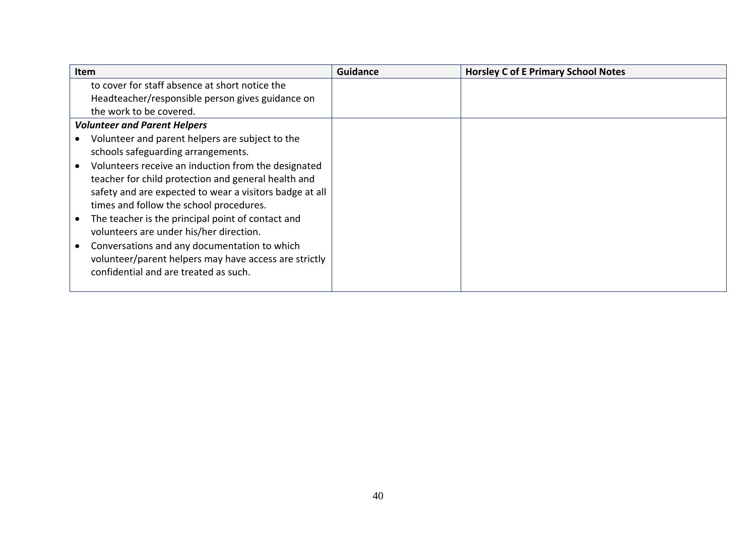| Item | Guidance | Horsley C of E Primary School Notes |
|---|---|---|
| to cover for staff absence at short notice the Headteacher/responsible person gives guidance on the work to be covered. | | |
| ***Volunteer and Parent Helpers*** <br> • Volunteer and parent helpers are subject to the schools safeguarding arrangements. <br> • Volunteers receive an induction from the designated teacher for child protection and general health and safety and are expected to wear a visitors badge at all times and follow the school procedures. <br> • The teacher is the principal point of contact and volunteers are under his/her direction. <br> • Conversations and any documentation to which volunteer/parent helpers may have access are strictly confidential and are treated as such. | | |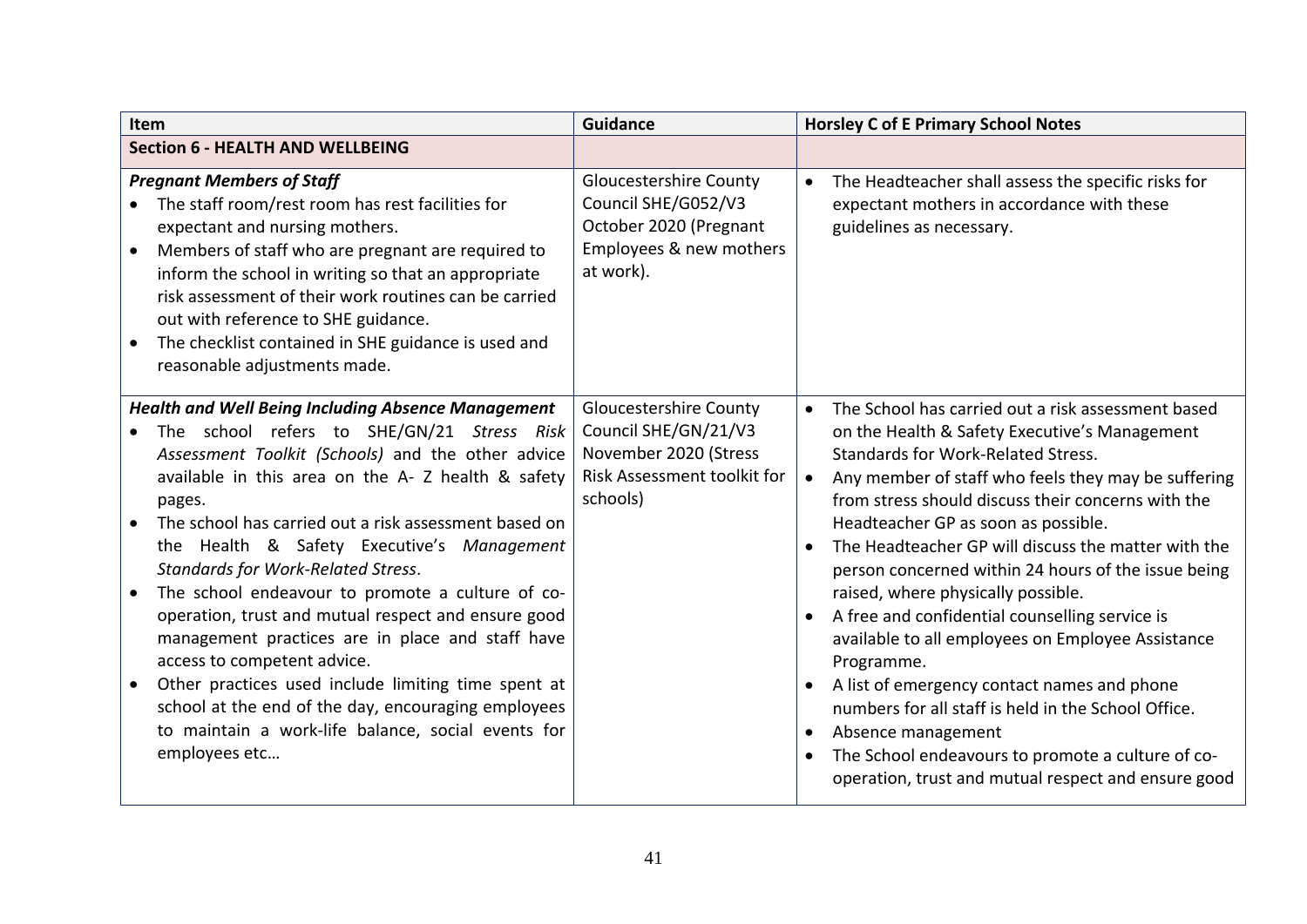| Item | Guidance | Horsley C of E Primary School Notes |
|---|---|---|
| **Section 6 - HEALTH AND WELLBEING** | | |
| ***Pregnant Members of Staff***<br>• The staff room/rest room has rest facilities for expectant and nursing mothers.<br>• Members of staff who are pregnant are required to inform the school in writing so that an appropriate risk assessment of their work routines can be carried out with reference to SHE guidance.<br>• The checklist contained in SHE guidance is used and reasonable adjustments made. | Gloucestershire County Council SHE/G052/V3 October 2020 (Pregnant Employees & new mothers at work). | • The Headteacher shall assess the specific risks for expectant mothers in accordance with these guidelines as necessary. |
| ***Health and Well Being Including Absence Management***<br>• The school refers to SHE/GN/21 *Stress Risk Assessment Toolkit (Schools)* and the other advice available in this area on the A- Z health & safety pages.<br>• The school has carried out a risk assessment based on the Health & Safety Executive's *Management Standards for Work-Related Stress*.<br>• The school endeavour to promote a culture of co-operation, trust and mutual respect and ensure good management practices are in place and staff have access to competent advice.<br>• Other practices used include limiting time spent at school at the end of the day, encouraging employees to maintain a work-life balance, social events for employees etc… | Gloucestershire County Council SHE/GN/21/V3 November 2020 (Stress Risk Assessment toolkit for schools) | • The School has carried out a risk assessment based on the Health & Safety Executive's Management Standards for Work-Related Stress.<br>• Any member of staff who feels they may be suffering from stress should discuss their concerns with the Headteacher GP as soon as possible.<br>• The Headteacher GP will discuss the matter with the person concerned within 24 hours of the issue being raised, where physically possible.<br>• A free and confidential counselling service is available to all employees on Employee Assistance Programme.<br>• A list of emergency contact names and phone numbers for all staff is held in the School Office.<br>• Absence management<br>• The School endeavours to promote a culture of co-operation, trust and mutual respect and ensure good |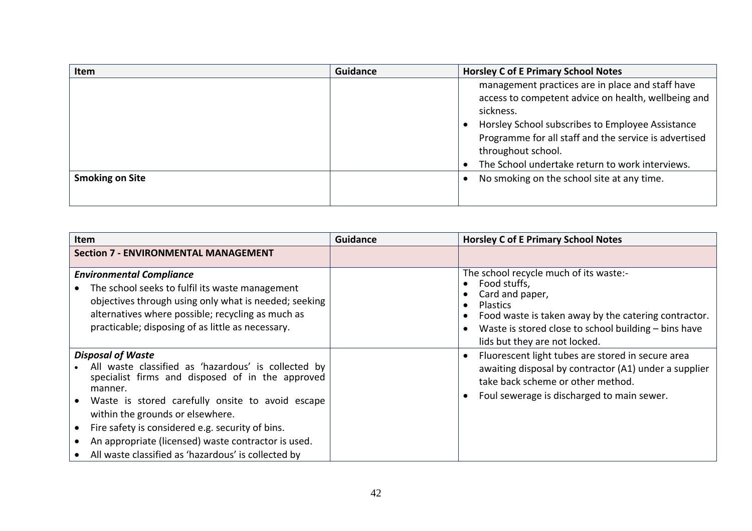| Item | Guidance | Horsley C of E Primary School Notes |
| --- | --- | --- |
| | | management practices are in place and staff have access to competent advice on health, wellbeing and sickness.<br>• Horsley School subscribes to Employee Assistance Programme for all staff and the service is advertised throughout school.<br>• The School undertake return to work interviews. |
| **Smoking on Site** | | • No smoking on the school site at any time. |

| Item | Guidance | Horsley C of E Primary School Notes |
| --- | --- | --- |
| **Section 7 - ENVIRONMENTAL MANAGEMENT** | | |
| ***Environmental Compliance***<br>• The school seeks to fulfil its waste management objectives through using only what is needed; seeking alternatives where possible; recycling as much as practicable; disposing of as little as necessary. | | The school recycle much of its waste:-<br>• Food stuffs,<br>• Card and paper,<br>• Plastics<br>• Food waste is taken away by the catering contractor.<br>• Waste is stored close to school building – bins have lids but they are not locked. |
| ***Disposal of Waste***<br>• All waste classified as 'hazardous' is collected by specialist firms and disposed of in the approved manner.<br>• Waste is stored carefully onsite to avoid escape within the grounds or elsewhere.<br>• Fire safety is considered e.g. security of bins.<br>• An appropriate (licensed) waste contractor is used.<br>• All waste classified as 'hazardous' is collected by | | • Fluorescent light tubes are stored in secure area awaiting disposal by contractor (A1) under a supplier take back scheme or other method.<br>• Foul sewerage is discharged to main sewer. |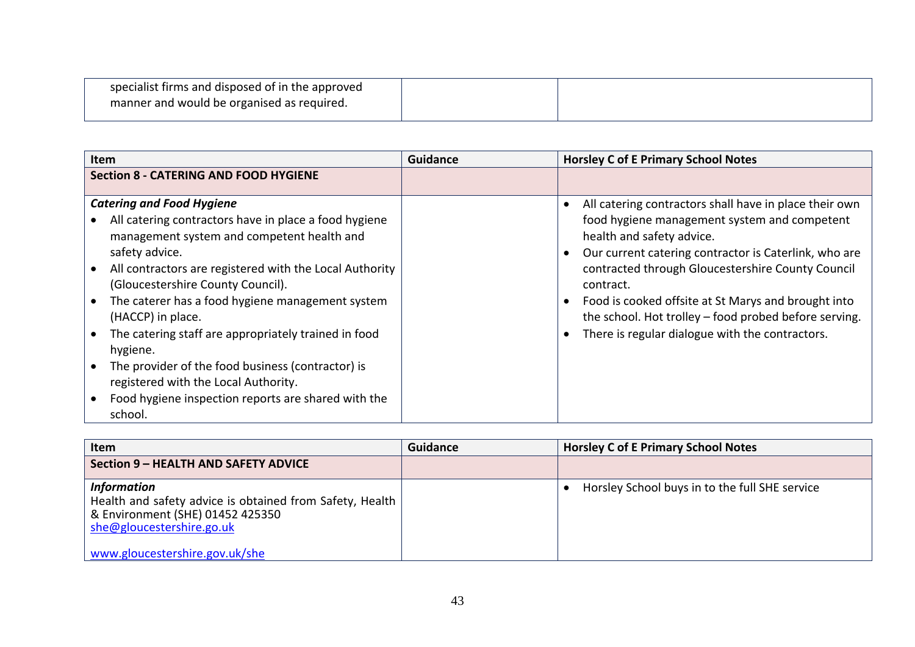| | | |
|---|---|---|
| specialist firms and disposed of in the approved manner and would be organised as required. | | |

| Item | Guidance | Horsley C of E Primary School Notes |
|---|---|---|
| **Section 8 - CATERING AND FOOD HYGIENE** | | |
| ***Catering and Food Hygiene***<br>• All catering contractors have in place a food hygiene management system and competent health and safety advice.<br>• All contractors are registered with the Local Authority (Gloucestershire County Council).<br>• The caterer has a food hygiene management system (HACCP) in place.<br>• The catering staff are appropriately trained in food hygiene.<br>• The provider of the food business (contractor) is registered with the Local Authority.<br>• Food hygiene inspection reports are shared with the school. | | • All catering contractors shall have in place their own food hygiene management system and competent health and safety advice.<br>• Our current catering contractor is Caterlink, who are contracted through Gloucestershire County Council contract.<br>• Food is cooked offsite at St Marys and brought into the school. Hot trolley – food probed before serving.<br>• There is regular dialogue with the contractors. |

| Item | Guidance | Horsley C of E Primary School Notes |
|---|---|---|
| **Section 9 – HEALTH AND SAFETY ADVICE** | | |
| ***Information***<br>Health and safety advice is obtained from Safety, Health & Environment (SHE) 01452 425350<br>she@gloucestershire.go.uk<br><br>www.gloucestershire.gov.uk/she | | • Horsley School buys in to the full SHE service |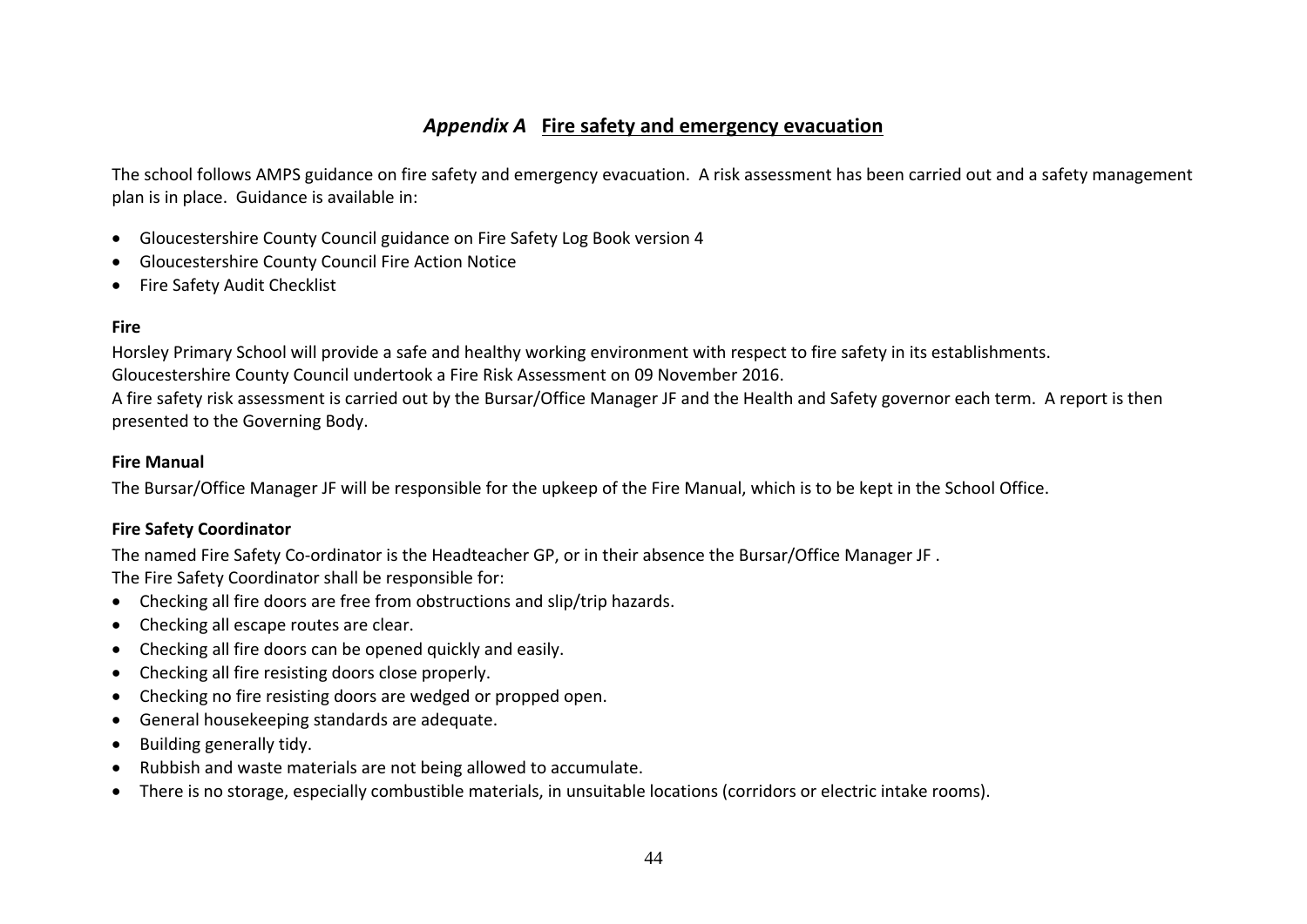## *Appendix A* Fire safety and emergency evacuation

The school follows AMPS guidance on fire safety and emergency evacuation. A risk assessment has been carried out and a safety management plan is in place. Guidance is available in:

- Gloucestershire County Council guidance on Fire Safety Log Book version 4
- Gloucestershire County Council Fire Action Notice
- Fire Safety Audit Checklist

**Fire**

Horsley Primary School will provide a safe and healthy working environment with respect to fire safety in its establishments.
Gloucestershire County Council undertook a Fire Risk Assessment on 09 November 2016.
A fire safety risk assessment is carried out by the Bursar/Office Manager JF and the Health and Safety governor each term. A report is then presented to the Governing Body.

**Fire Manual**

The Bursar/Office Manager JF will be responsible for the upkeep of the Fire Manual, which is to be kept in the School Office.

**Fire Safety Coordinator**

The named Fire Safety Co-ordinator is the Headteacher GP, or in their absence the Bursar/Office Manager JF .
The Fire Safety Coordinator shall be responsible for:

- Checking all fire doors are free from obstructions and slip/trip hazards.
- Checking all escape routes are clear.
- Checking all fire doors can be opened quickly and easily.
- Checking all fire resisting doors close properly.
- Checking no fire resisting doors are wedged or propped open.
- General housekeeping standards are adequate.
- Building generally tidy.
- Rubbish and waste materials are not being allowed to accumulate.
- There is no storage, especially combustible materials, in unsuitable locations (corridors or electric intake rooms).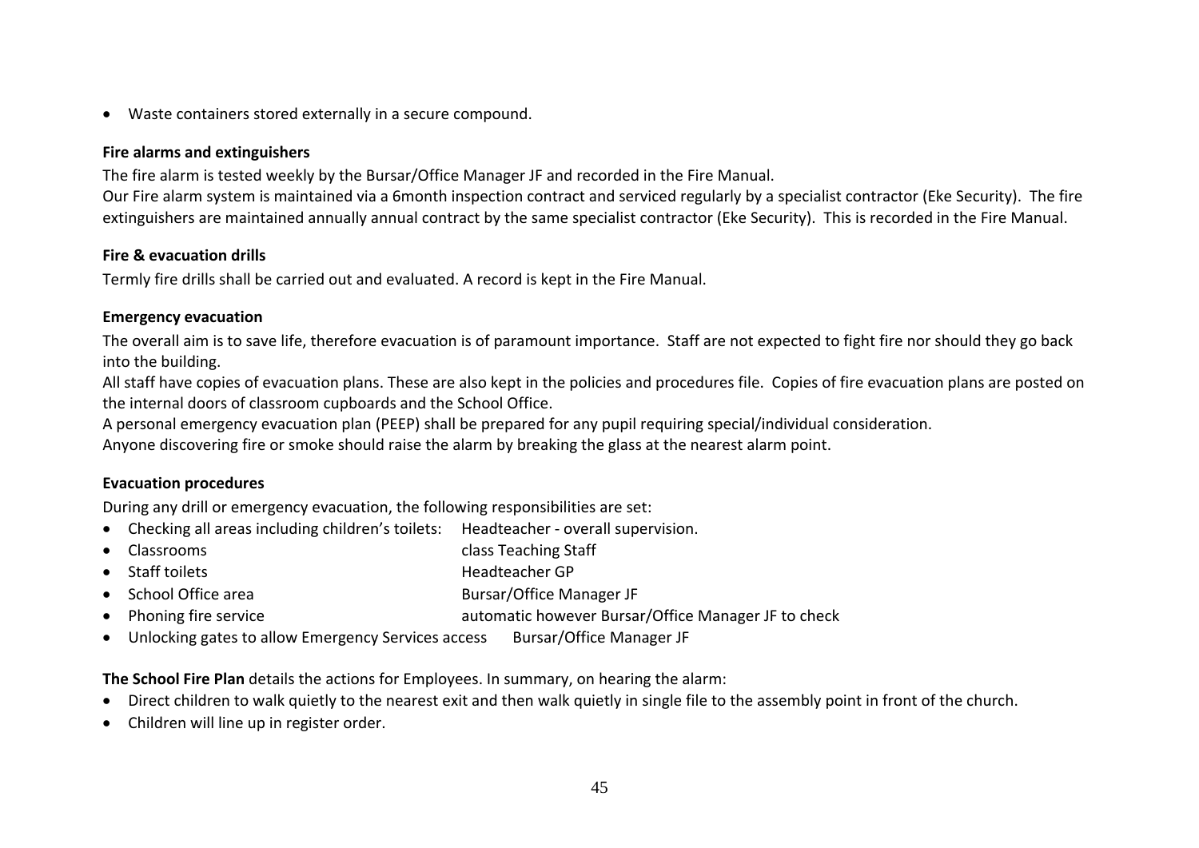- Waste containers stored externally in a secure compound.

**Fire alarms and extinguishers**

The fire alarm is tested weekly by the Bursar/Office Manager JF and recorded in the Fire Manual.
Our Fire alarm system is maintained via a 6month inspection contract and serviced regularly by a specialist contractor (Eke Security). The fire extinguishers are maintained annually annual contract by the same specialist contractor (Eke Security). This is recorded in the Fire Manual.

**Fire & evacuation drills**

Termly fire drills shall be carried out and evaluated. A record is kept in the Fire Manual.

**Emergency evacuation**

The overall aim is to save life, therefore evacuation is of paramount importance. Staff are not expected to fight fire nor should they go back into the building.
All staff have copies of evacuation plans. These are also kept in the policies and procedures file. Copies of fire evacuation plans are posted on the internal doors of classroom cupboards and the School Office.
A personal emergency evacuation plan (PEEP) shall be prepared for any pupil requiring special/individual consideration.
Anyone discovering fire or smoke should raise the alarm by breaking the glass at the nearest alarm point.

**Evacuation procedures**

During any drill or emergency evacuation, the following responsibilities are set:

- Checking all areas including children's toilets: Headteacher - overall supervision.
- Classrooms: class Teaching Staff
- Staff toilets: Headteacher GP
- School Office area: Bursar/Office Manager JF
- Phoning fire service: automatic however Bursar/Office Manager JF to check
- Unlocking gates to allow Emergency Services access: Bursar/Office Manager JF

**The School Fire Plan** details the actions for Employees. In summary, on hearing the alarm:

- Direct children to walk quietly to the nearest exit and then walk quietly in single file to the assembly point in front of the church.
- Children will line up in register order.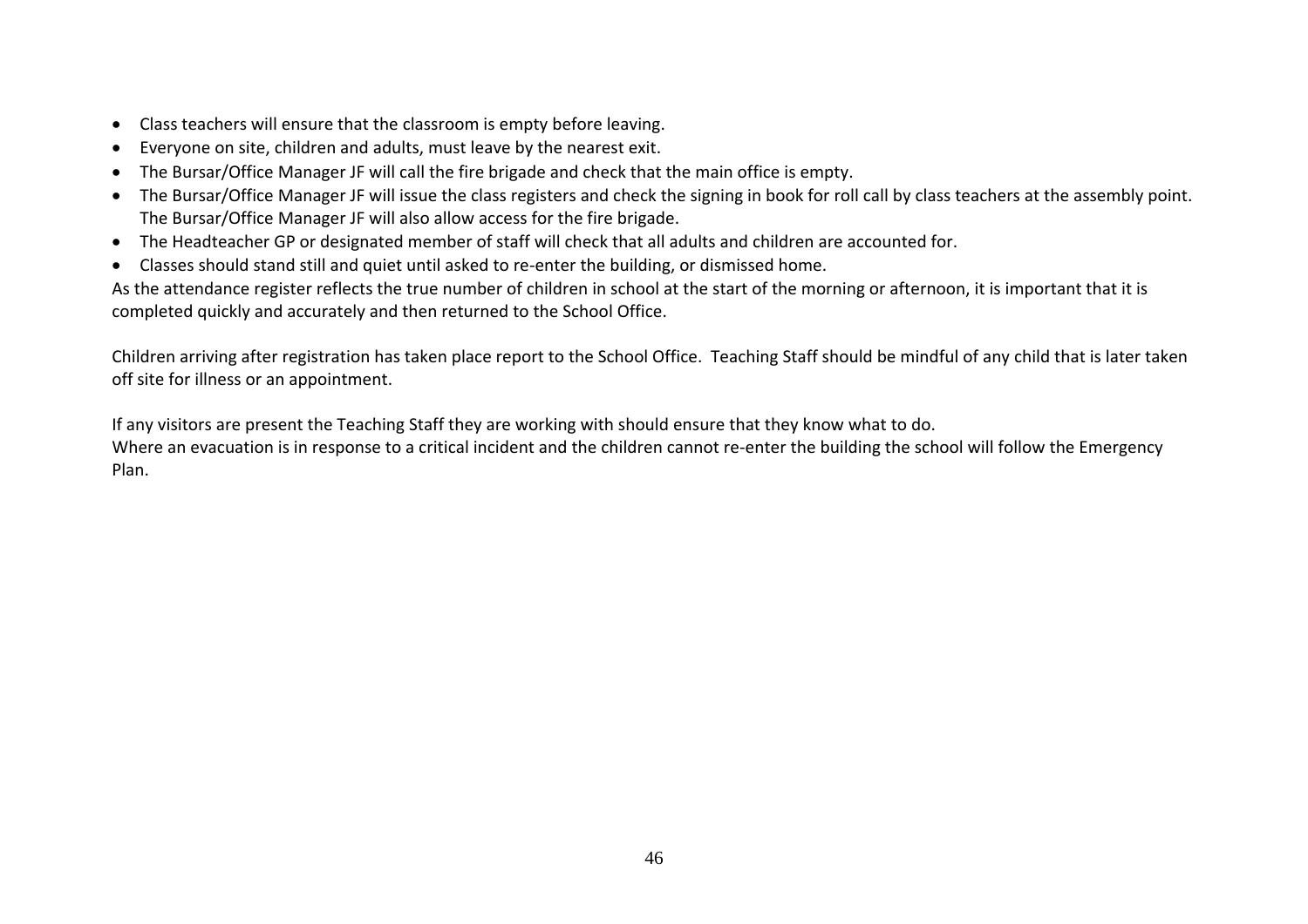- Class teachers will ensure that the classroom is empty before leaving.
- Everyone on site, children and adults, must leave by the nearest exit.
- The Bursar/Office Manager JF will call the fire brigade and check that the main office is empty.
- The Bursar/Office Manager JF will issue the class registers and check the signing in book for roll call by class teachers at the assembly point. The Bursar/Office Manager JF will also allow access for the fire brigade.
- The Headteacher GP or designated member of staff will check that all adults and children are accounted for.
- Classes should stand still and quiet until asked to re-enter the building, or dismissed home.

As the attendance register reflects the true number of children in school at the start of the morning or afternoon, it is important that it is completed quickly and accurately and then returned to the School Office.

Children arriving after registration has taken place report to the School Office.  Teaching Staff should be mindful of any child that is later taken off site for illness or an appointment.

If any visitors are present the Teaching Staff they are working with should ensure that they know what to do.
Where an evacuation is in response to a critical incident and the children cannot re-enter the building the school will follow the Emergency Plan.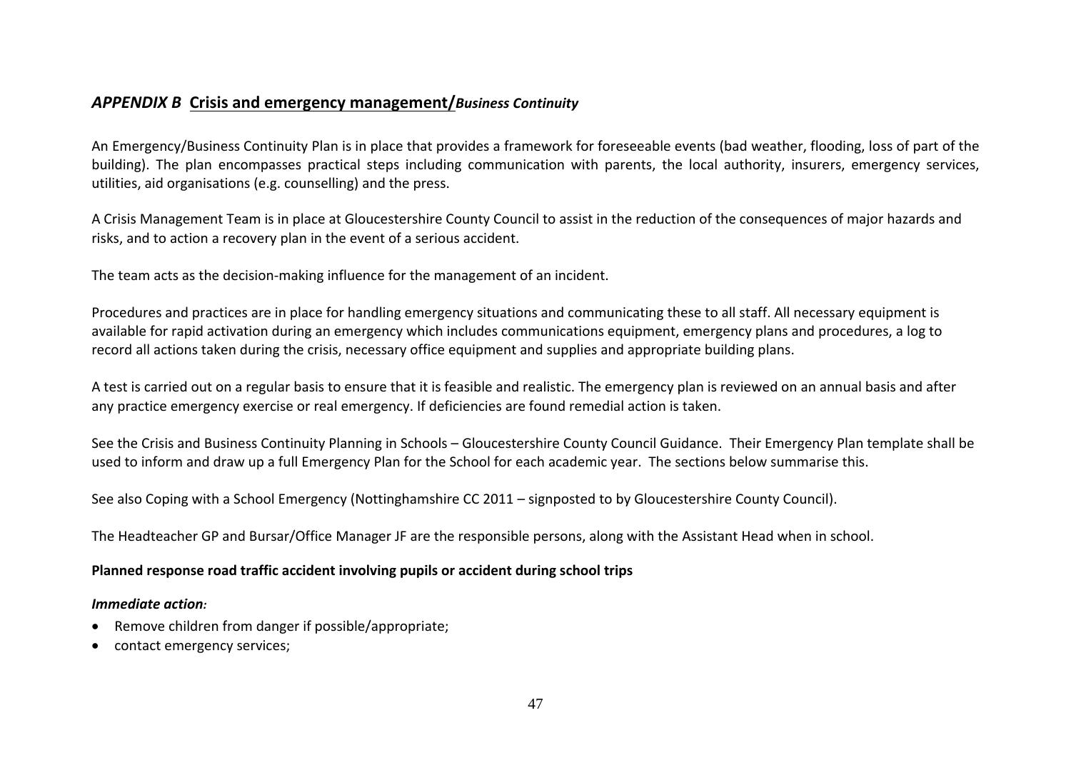## *APPENDIX B* Crisis and emergency management/*Business Continuity*

An Emergency/Business Continuity Plan is in place that provides a framework for foreseeable events (bad weather, flooding, loss of part of the building). The plan encompasses practical steps including communication with parents, the local authority, insurers, emergency services, utilities, aid organisations (e.g. counselling) and the press.

A Crisis Management Team is in place at Gloucestershire County Council to assist in the reduction of the consequences of major hazards and risks, and to action a recovery plan in the event of a serious accident.

The team acts as the decision-making influence for the management of an incident.

Procedures and practices are in place for handling emergency situations and communicating these to all staff. All necessary equipment is available for rapid activation during an emergency which includes communications equipment, emergency plans and procedures, a log to record all actions taken during the crisis, necessary office equipment and supplies and appropriate building plans.

A test is carried out on a regular basis to ensure that it is feasible and realistic. The emergency plan is reviewed on an annual basis and after any practice emergency exercise or real emergency. If deficiencies are found remedial action is taken.

See the Crisis and Business Continuity Planning in Schools – Gloucestershire County Council Guidance. Their Emergency Plan template shall be used to inform and draw up a full Emergency Plan for the School for each academic year. The sections below summarise this.

See also Coping with a School Emergency (Nottinghamshire CC 2011 – signposted to by Gloucestershire County Council).

The Headteacher GP and Bursar/Office Manager JF are the responsible persons, along with the Assistant Head when in school.

**Planned response road traffic accident involving pupils or accident during school trips**

***Immediate action:***

- Remove children from danger if possible/appropriate;
- contact emergency services;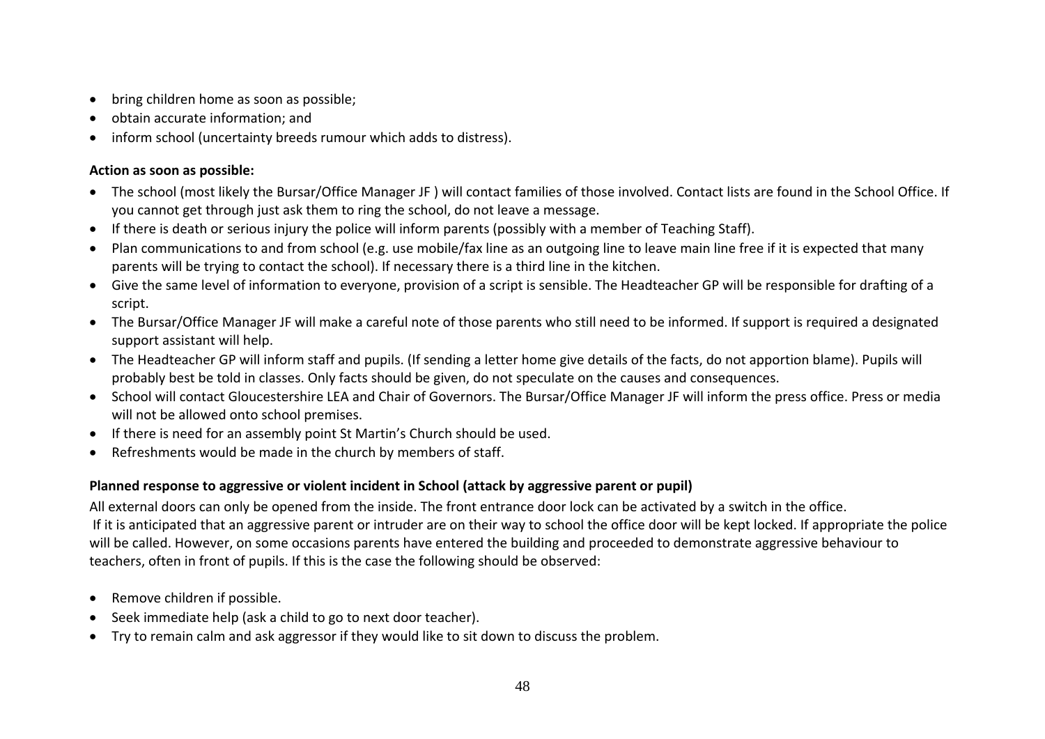- bring children home as soon as possible;
- obtain accurate information; and
- inform school (uncertainty breeds rumour which adds to distress).

**Action as soon as possible:**

- The school (most likely the Bursar/Office Manager JF ) will contact families of those involved. Contact lists are found in the School Office. If you cannot get through just ask them to ring the school, do not leave a message.
- If there is death or serious injury the police will inform parents (possibly with a member of Teaching Staff).
- Plan communications to and from school (e.g. use mobile/fax line as an outgoing line to leave main line free if it is expected that many parents will be trying to contact the school). If necessary there is a third line in the kitchen.
- Give the same level of information to everyone, provision of a script is sensible. The Headteacher GP will be responsible for drafting of a script.
- The Bursar/Office Manager JF will make a careful note of those parents who still need to be informed. If support is required a designated support assistant will help.
- The Headteacher GP will inform staff and pupils. (If sending a letter home give details of the facts, do not apportion blame). Pupils will probably best be told in classes. Only facts should be given, do not speculate on the causes and consequences.
- School will contact Gloucestershire LEA and Chair of Governors. The Bursar/Office Manager JF will inform the press office. Press or media will not be allowed onto school premises.
- If there is need for an assembly point St Martin's Church should be used.
- Refreshments would be made in the church by members of staff.

**Planned response to aggressive or violent incident in School (attack by aggressive parent or pupil)**

All external doors can only be opened from the inside. The front entrance door lock can be activated by a switch in the office.
If it is anticipated that an aggressive parent or intruder are on their way to school the office door will be kept locked. If appropriate the police will be called. However, on some occasions parents have entered the building and proceeded to demonstrate aggressive behaviour to teachers, often in front of pupils. If this is the case the following should be observed:

- Remove children if possible.
- Seek immediate help (ask a child to go to next door teacher).
- Try to remain calm and ask aggressor if they would like to sit down to discuss the problem.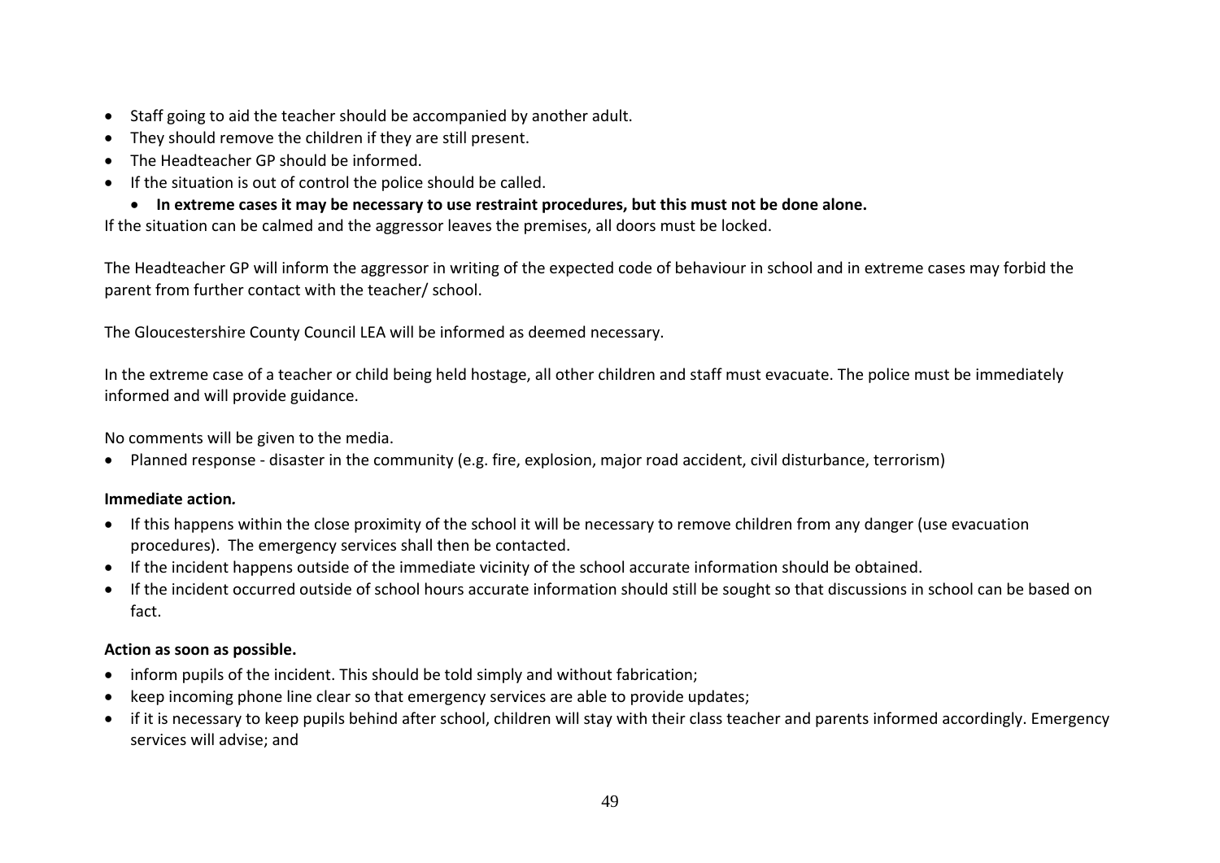- Staff going to aid the teacher should be accompanied by another adult.
- They should remove the children if they are still present.
- The Headteacher GP should be informed.
- If the situation is out of control the police should be called.
    - **In extreme cases it may be necessary to use restraint procedures, but this must not be done alone.**

If the situation can be calmed and the aggressor leaves the premises, all doors must be locked.

The Headteacher GP will inform the aggressor in writing of the expected code of behaviour in school and in extreme cases may forbid the parent from further contact with the teacher/ school.

The Gloucestershire County Council LEA will be informed as deemed necessary.

In the extreme case of a teacher or child being held hostage, all other children and staff must evacuate. The police must be immediately informed and will provide guidance.

No comments will be given to the media.

- Planned response - disaster in the community (e.g. fire, explosion, major road accident, civil disturbance, terrorism)

**Immediate action.**

- If this happens within the close proximity of the school it will be necessary to remove children from any danger (use evacuation procedures). The emergency services shall then be contacted.
- If the incident happens outside of the immediate vicinity of the school accurate information should be obtained.
- If the incident occurred outside of school hours accurate information should still be sought so that discussions in school can be based on fact.

**Action as soon as possible.**

- inform pupils of the incident. This should be told simply and without fabrication;
- keep incoming phone line clear so that emergency services are able to provide updates;
- if it is necessary to keep pupils behind after school, children will stay with their class teacher and parents informed accordingly. Emergency services will advise; and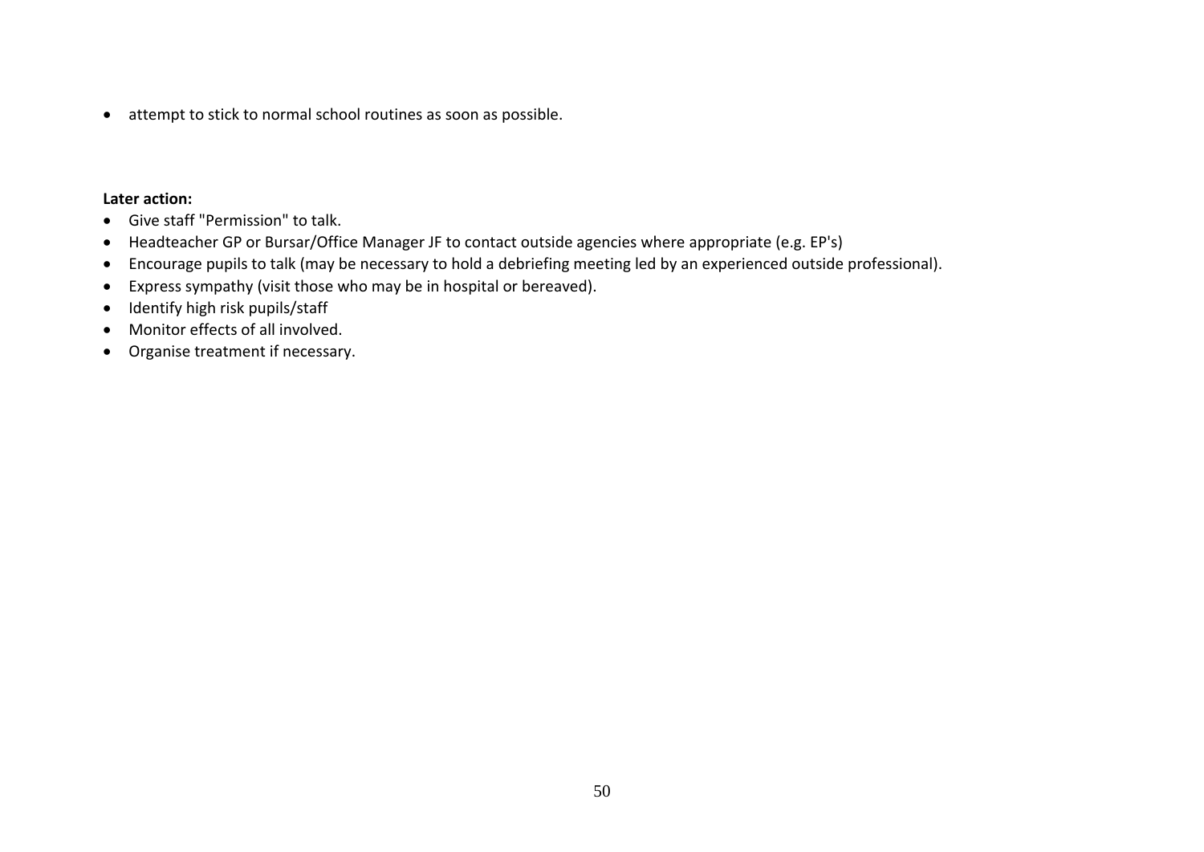- attempt to stick to normal school routines as soon as possible.

**Later action:**

- Give staff "Permission" to talk.
- Headteacher GP or Bursar/Office Manager JF to contact outside agencies where appropriate (e.g. EP's)
- Encourage pupils to talk (may be necessary to hold a debriefing meeting led by an experienced outside professional).
- Express sympathy (visit those who may be in hospital or bereaved).
- Identify high risk pupils/staff
- Monitor effects of all involved.
- Organise treatment if necessary.